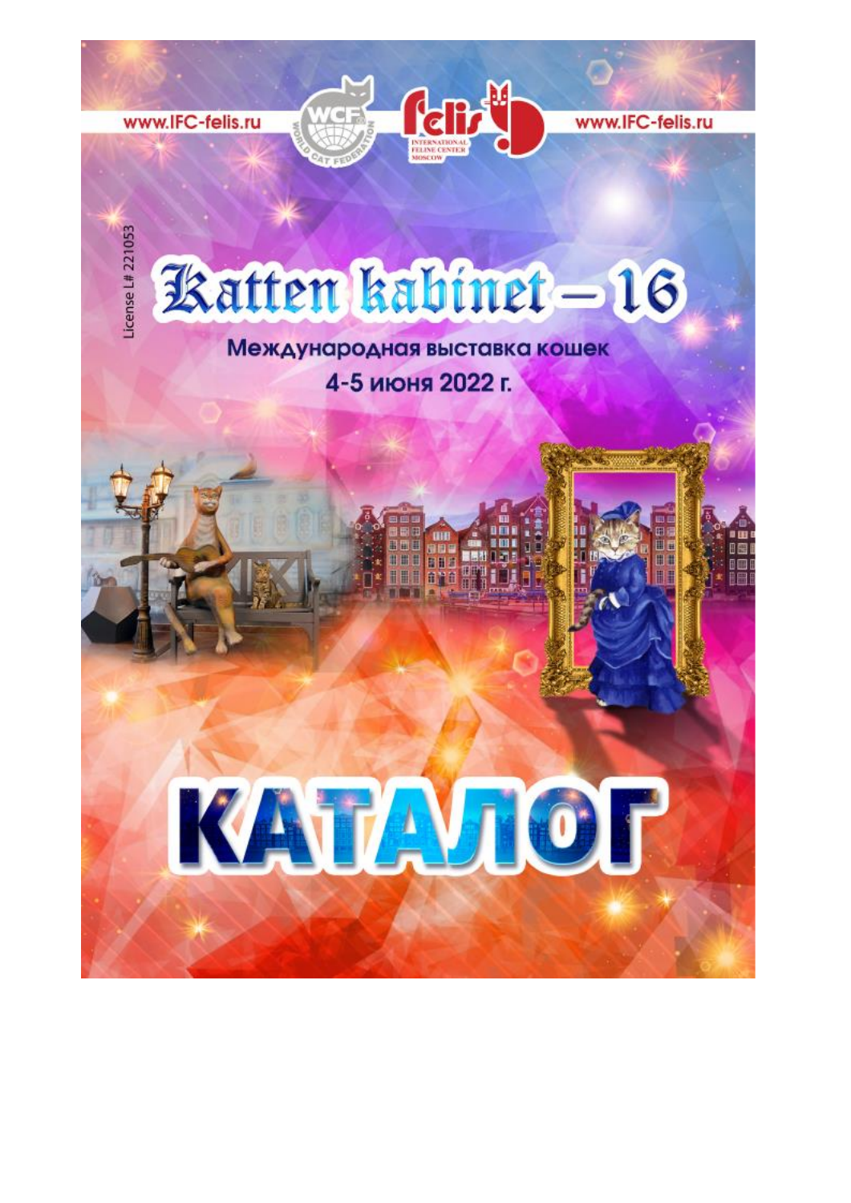www.IFC-felis.ru

www.IFC-felis.ru

License L# 221053

# Katten kabinet – 16

Международная выставка кошек

4-5 июня 2022 г.

# КАТАЛОГ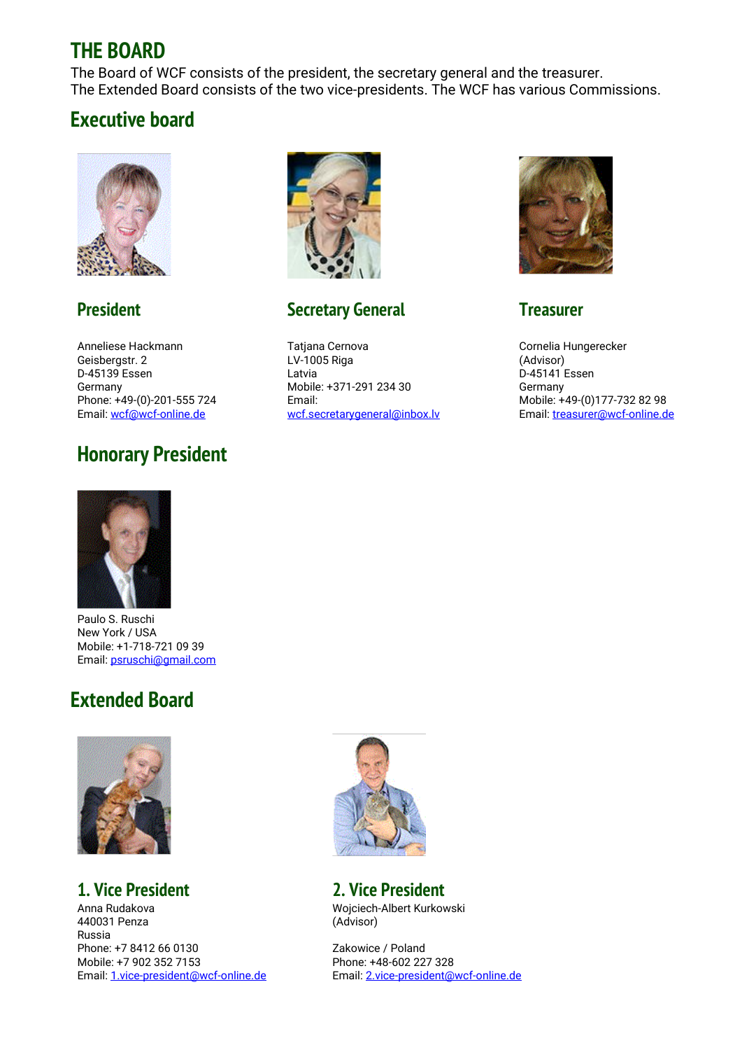# THE BOARD

The Board of WCF consists of the president, the secretary general and the treasurer.
The Extended Board consists of the two vice-presidents. The WCF has various Commissions.

## Executive board

### President

Anneliese Hackmann
Geisbergstr. 2
D-45139 Essen
Germany
Phone: +49-(0)-201-555 724
Email: wcf@wcf-online.de

### Secretary General

Tatjana Cernova
LV-1005 Riga
Latvia
Mobile: +371-291 234 30
Email:
wcf.secretarygeneral@inbox.lv

### Treasurer

Cornelia Hungerecker
(Advisor)
D-45141 Essen
Germany
Mobile: +49-(0)177-732 82 98
Email: treasurer@wcf-online.de

### Honorary President

Paulo S. Ruschi
New York / USA
Mobile: +1-718-721 09 39
Email: psruschi@gmail.com

## Extended Board

### 1. Vice President

Anna Rudakova
440031 Penza
Russia
Phone: +7 8412 66 0130
Mobile: +7 902 352 7153
Email: 1.vice-president@wcf-online.de

### 2. Vice President

Wojciech-Albert Kurkowski
(Advisor)

Zakowice / Poland
Phone: +48-602 227 328
Email: 2.vice-president@wcf-online.de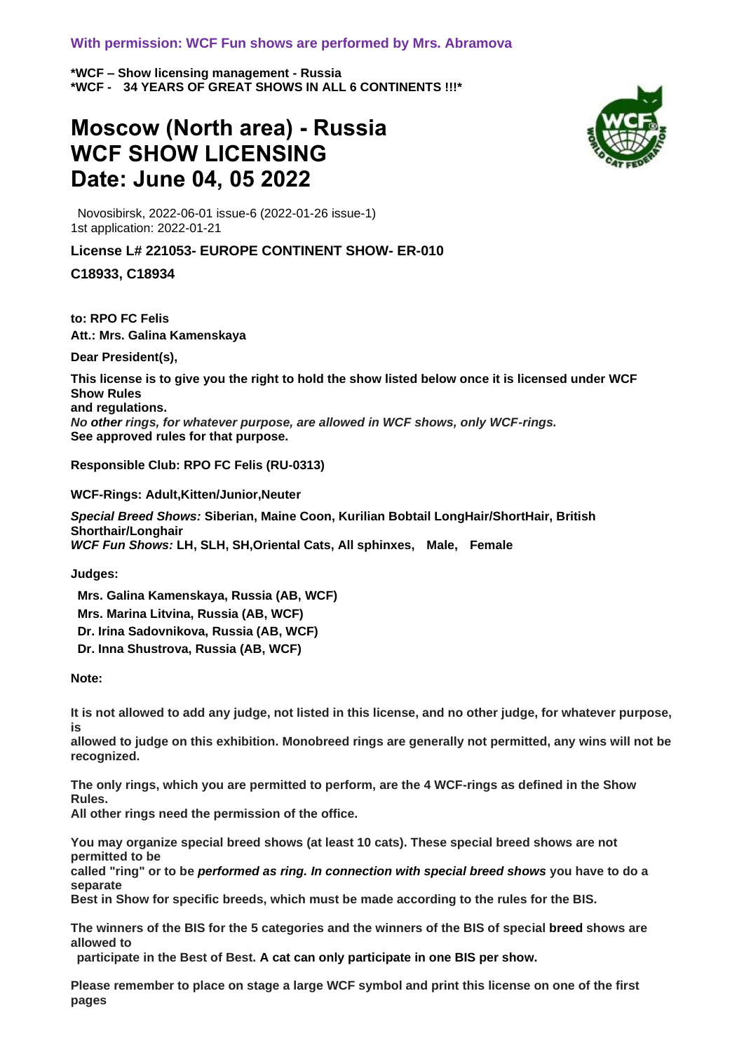**With permission: WCF Fun shows are performed by Mrs. Abramova**

**\*WCF – Show licensing management - Russia**
**\*WCF - 34 YEARS OF GREAT SHOWS IN ALL 6 CONTINENTS !!!\***

# Moscow (North area) - Russia
# WCF SHOW LICENSING
# Date: June 04, 05 2022

Novosibirsk, 2022-06-01 issue-6 (2022-01-26 issue-1)
1st application: 2022-01-21

**License L# 221053- EUROPE CONTINENT SHOW- ER-010**

**C18933, C18934**

**to: RPO FC Felis**
**Att.: Mrs. Galina Kamenskaya**

**Dear President(s),**

**This license is to give you the right to hold the show listed below once it is licensed under WCF Show Rules and regulations.**
***No other rings, for whatever purpose, are allowed in WCF shows, only WCF-rings.***
**See approved rules for that purpose.**

**Responsible Club: RPO FC Felis (RU-0313)**

**WCF-Rings: Adult,Kitten/Junior,Neuter**

***Special Breed Shows:* Siberian, Maine Coon, Kurilian Bobtail LongHair/ShortHair, British Shorthair/Longhair**
***WCF Fun Shows:* LH, SLH, SH,Oriental Cats, All sphinxes, Male, Female**

**Judges:**

**Mrs. Galina Kamenskaya, Russia (AB, WCF)**
**Mrs. Marina Litvina, Russia (AB, WCF)**
**Dr. Irina Sadovnikova, Russia (AB, WCF)**
**Dr. Inna Shustrova, Russia (AB, WCF)**

**Note:**

**It is not allowed to add any judge, not listed in this license, and no other judge, for whatever purpose, is allowed to judge on this exhibition. Monobreed rings are generally not permitted, any wins will not be recognized.**

**The only rings, which you are permitted to perform, are the 4 WCF-rings as defined in the Show Rules.**
**All other rings need the permission of the office.**

**You may organize special breed shows (at least 10 cats). These special breed shows are not permitted to be called "ring" or to be *performed as ring. In connection with special breed shows* you have to do a separate Best in Show for specific breeds, which must be made according to the rules for the BIS.**

**The winners of the BIS for the 5 categories and the winners of the BIS of special breed shows are allowed to participate in the Best of Best. A cat can only participate in one BIS per show.**

**Please remember to place on stage a large WCF symbol and print this license on one of the first pages**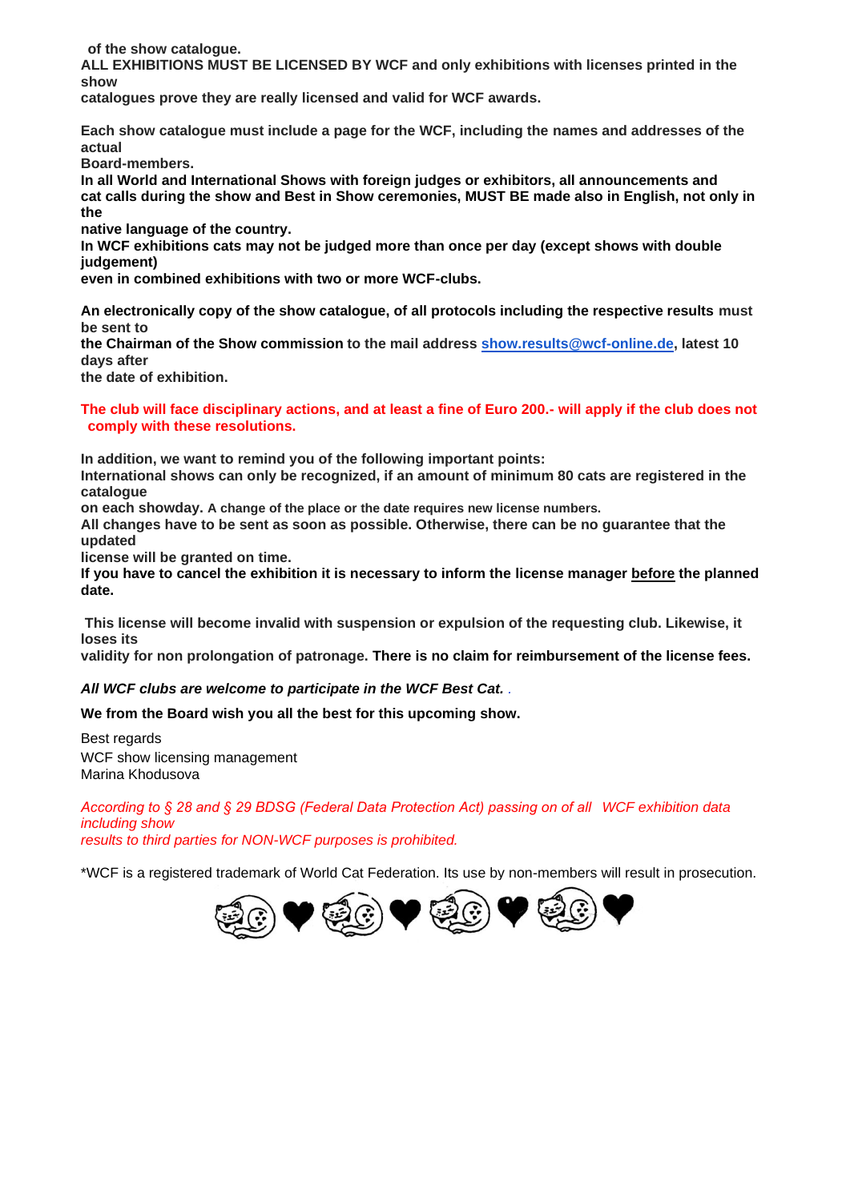**of the show catalogue.**
**ALL EXHIBITIONS MUST BE LICENSED BY WCF and only exhibitions with licenses printed in the show catalogues prove they are really licensed and valid for WCF awards.**

**Each show catalogue must include a page for the WCF, including the names and addresses of the actual Board-members.**
**In all World and International Shows with foreign judges or exhibitors, all announcements and cat calls during the show and Best in Show ceremonies, MUST BE made also in English, not only in the native language of the country.**
**In WCF exhibitions cats may not be judged more than once per day (except shows with double judgement) even in combined exhibitions with two or more WCF-clubs.**

**An electronically copy of the show catalogue, of all protocols including the respective results** must be sent to **the Chairman of the Show commission** to the mail address **show.results@wcf-online.de, latest 10 days after the date of exhibition.**

**The club will face disciplinary actions, and at least a fine of Euro 200.- will apply if the club does not comply with these resolutions.**

**In addition, we want to remind you of the following important points:**
**International shows can only be recognized, if an amount of minimum 80 cats are registered in the catalogue on each showday.** **A change of the place or the date requires new license numbers.**
**All changes have to be sent as soon as possible. Otherwise, there can be no guarantee that the updated license will be granted on time.**
**If you have to cancel the exhibition it is necessary to inform the license manager before the planned date.**

**This license will become invalid with suspension or expulsion of the requesting club. Likewise, it loses its validity for non prolongation of patronage. There is no claim for reimbursement of the license fees.**

***All WCF clubs are welcome to participate in the WCF Best Cat.*** .

**We from the Board wish you all the best for this upcoming show.**

Best regards
WCF show licensing management
Marina Khodusova

*According to § 28 and § 29 BDSG (Federal Data Protection Act) passing on of all WCF exhibition data including show results to third parties for NON-WCF purposes is prohibited.*

*WCF is a registered trademark of World Cat Federation. Its use by non-members will result in prosecution.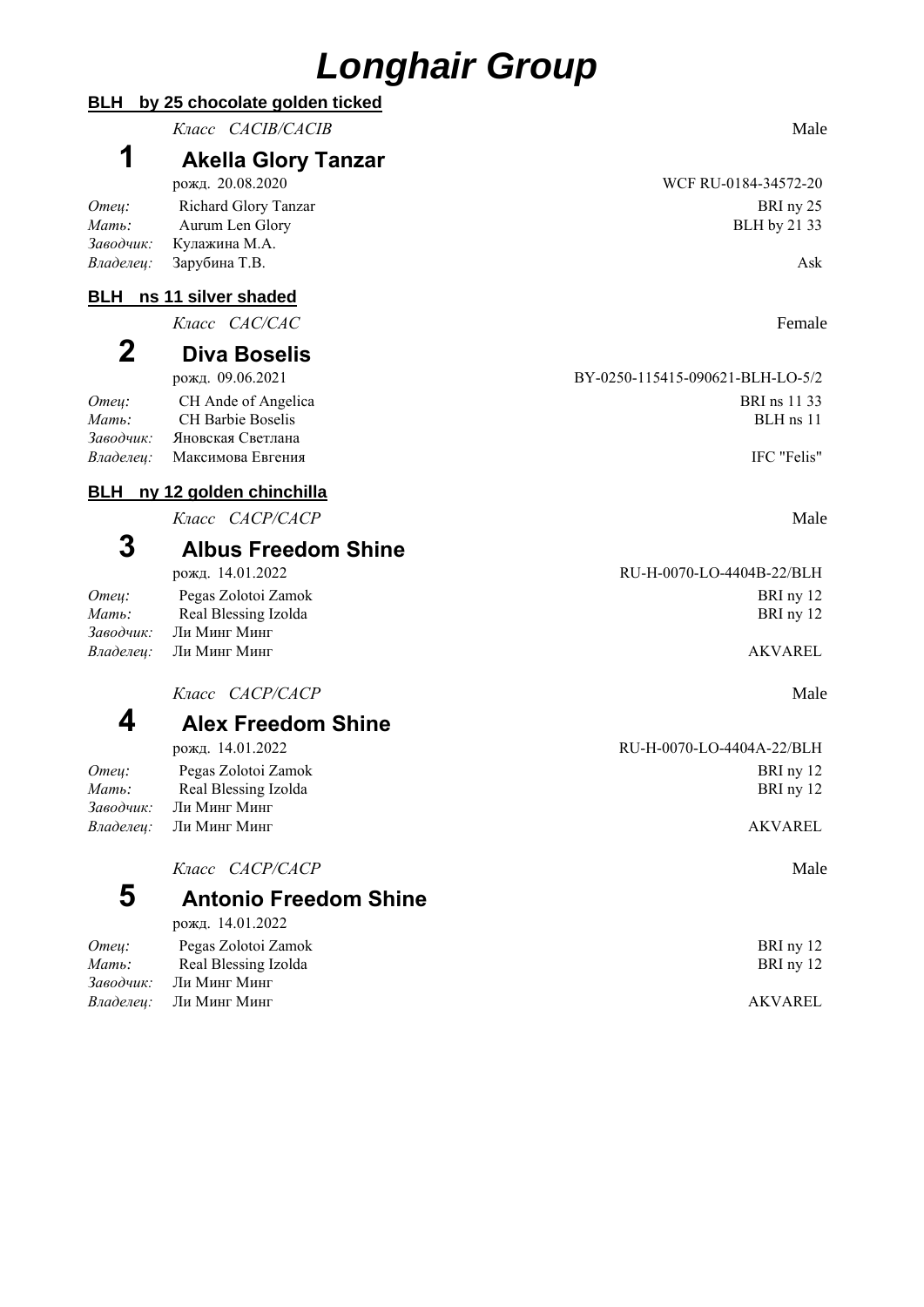# Longhair Group

## BLH by 25 chocolate golden ticked

*Класс CACIB/CACIB* Male

### 1 Akella Glory Tanzar

рожд. 20.08.2020 WCF RU-0184-34572-20

*Отец:* Richard Glory Tanzar BRI ny 25
*Мать:* Aurum Len Glory BLH by 21 33
*Заводчик:* Кулажина М.А.
*Владелец:* Зарубина Т.В. Ask

## BLH ns 11 silver shaded

*Класс CAC/CAC* Female

### 2 Diva Boselis

рожд. 09.06.2021 BY-0250-115415-090621-BLH-LO-5/2

*Отец:* CH Ande of Angelica BRI ns 11 33
*Мать:* CH Barbie Boselis BLH ns 11
*Заводчик:* Яновская Светлана
*Владелец:* Максимова Евгения IFC "Felis"

## BLH ny 12 golden chinchilla

*Класс CACP/CACP* Male

### 3 Albus Freedom Shine

рожд. 14.01.2022 RU-H-0070-LO-4404B-22/BLH

*Отец:* Pegas Zolotoi Zamok BRI ny 12
*Мать:* Real Blessing Izolda BRI ny 12
*Заводчик:* Ли Минг Минг
*Владелец:* Ли Минг Минг AKVAREL

*Класс CACP/CACP* Male

### 4 Alex Freedom Shine

рожд. 14.01.2022 RU-H-0070-LO-4404A-22/BLH

*Отец:* Pegas Zolotoi Zamok BRI ny 12
*Мать:* Real Blessing Izolda BRI ny 12
*Заводчик:* Ли Минг Минг
*Владелец:* Ли Минг Минг AKVAREL

*Класс CACP/CACP* Male

### 5 Antonio Freedom Shine

рожд. 14.01.2022

*Отец:* Pegas Zolotoi Zamok BRI ny 12
*Мать:* Real Blessing Izolda BRI ny 12
*Заводчик:* Ли Минг Минг
*Владелец:* Ли Минг Минг AKVAREL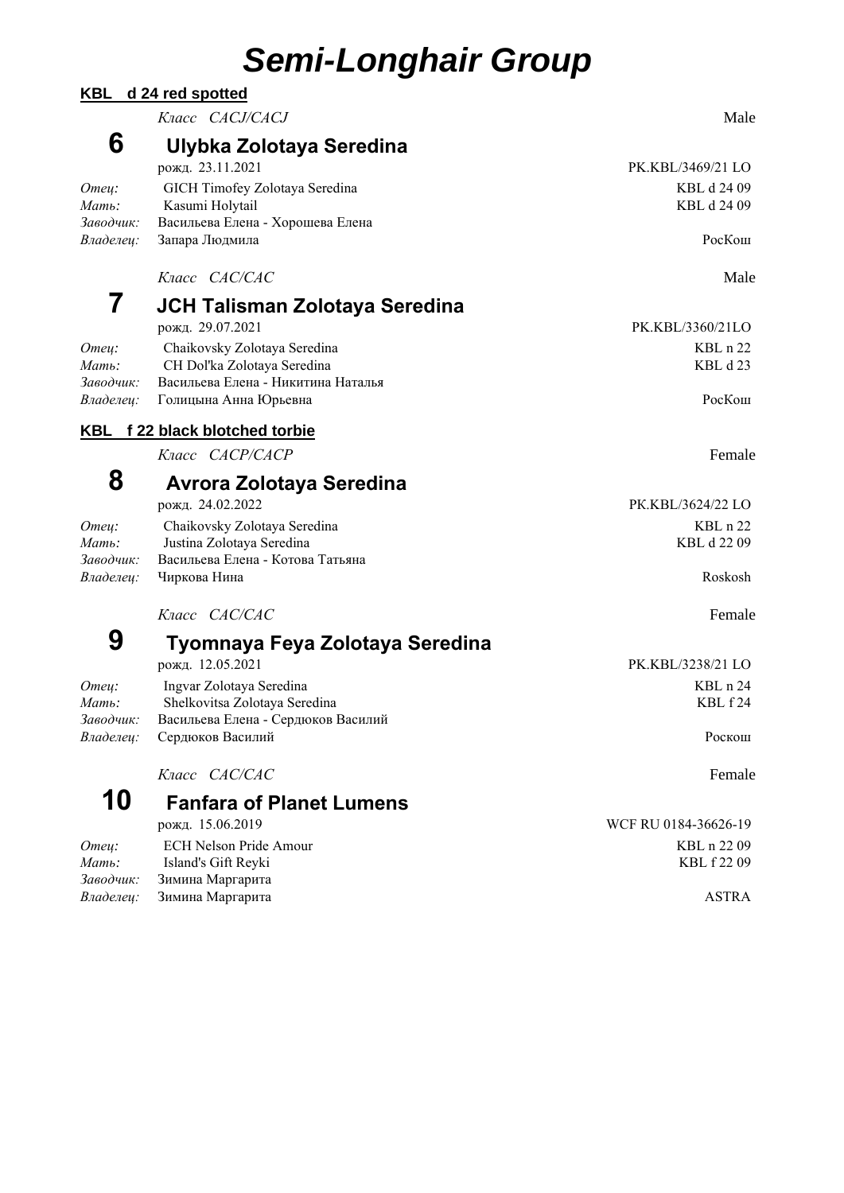# Semi-Longhair Group

## KBL d 24 red spotted

*Класс CACJ/CACJ* Male

### 6 Ulybka Zolotaya Seredina

рожд. 23.11.2021 — PK.KBL/3469/21 LO

*Отец:* GICH Timofey Zolotaya Seredina — KBL d 24 09
*Мать:* Kasumi Holytail — KBL d 24 09
*Заводчик:* Васильева Елена - Хорошева Елена
*Владелец:* Запара Людмила — РосКош

*Класс CAC/CAC* Male

### 7 JCH Talisman Zolotaya Seredina

рожд. 29.07.2021 — PK.KBL/3360/21LO

*Отец:* Chaikovsky Zolotaya Seredina — KBL n 22
*Мать:* CH Dol'ka Zolotaya Seredina — KBL d 23
*Заводчик:* Васильева Елена - Никитина Наталья
*Владелец:* Голицына Анна Юрьевна — РосКош

## KBL f 22 black blotched torbie

*Класс CACP/CACP* Female

### 8 Avrora Zolotaya Seredina

рожд. 24.02.2022 — PK.KBL/3624/22 LO

*Отец:* Chaikovsky Zolotaya Seredina — KBL n 22
*Мать:* Justina Zolotaya Seredina — KBL d 22 09
*Заводчик:* Васильева Елена - Котова Татьяна
*Владелец:* Чиркова Нина — Roskosh

*Класс CAC/CAC* Female

### 9 Tyomnaya Feya Zolotaya Seredina

рожд. 12.05.2021 — PK.KBL/3238/21 LO

*Отец:* Ingvar Zolotaya Seredina — KBL n 24
*Мать:* Shelkovitsa Zolotaya Seredina — KBL f 24
*Заводчик:* Васильева Елена - Сердюков Василий
*Владелец:* Сердюков Василий — Роскош

*Класс CAC/CAC* Female

### 10 Fanfara of Planet Lumens

рожд. 15.06.2019 — WCF RU 0184-36626-19

*Отец:* ECH Nelson Pride Amour — KBL n 22 09
*Мать:* Island's Gift Reyki — KBL f 22 09
*Заводчик:* Зимина Маргарита
*Владелец:* Зимина Маргарита — ASTRA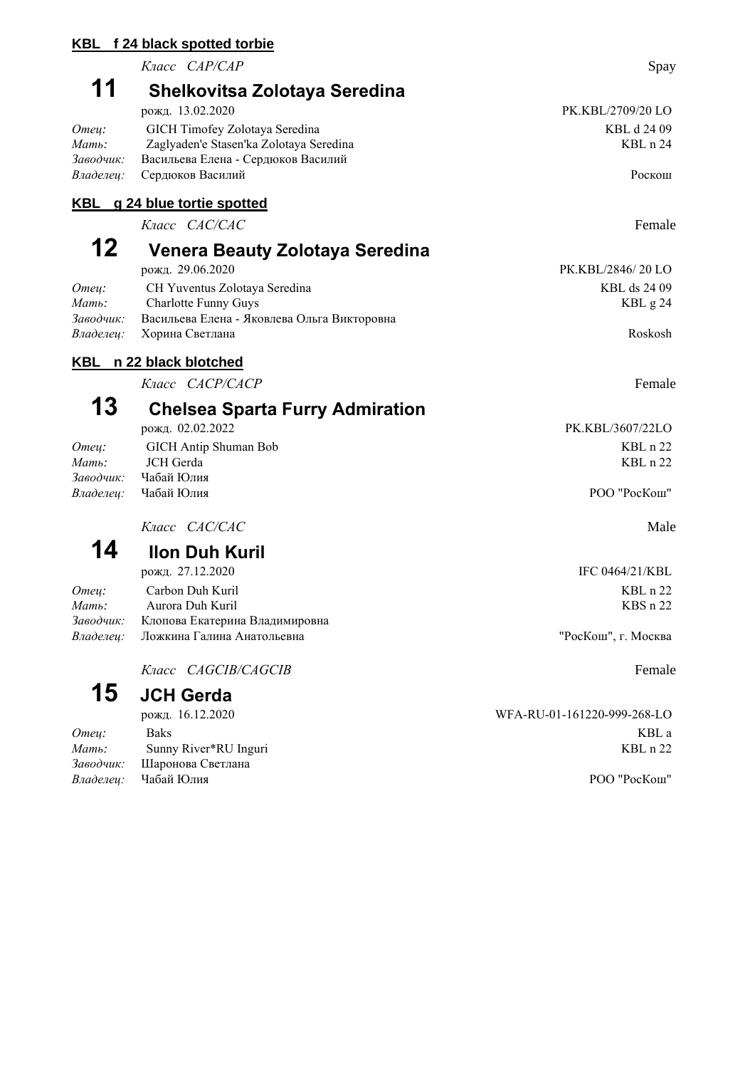## KBL f 24 black spotted torbie

*Класс CAP/CAP* — Spay

### 11 Shelkovitsa Zolotaya Seredina

рожд. 13.02.2020 — PK.KBL/2709/20 LO

*Отец:* GICH Timofey Zolotaya Seredina — KBL d 24 09
*Мать:* Zaglyaden'e Stasen'ka Zolotaya Seredina — KBL n 24
*Заводчик:* Васильева Елена - Сердюков Василий
*Владелец:* Сердюков Василий — Роскош

## KBL g 24 blue tortie spotted

*Класс CAC/CAC* — Female

### 12 Venera Beauty Zolotaya Seredina

рожд. 29.06.2020 — PK.KBL/2846/ 20 LO

*Отец:* CH Yuventus Zolotaya Seredina — KBL ds 24 09
*Мать:* Charlotte Funny Guys — KBL g 24
*Заводчик:* Васильева Елена - Яковлева Ольга Викторовна
*Владелец:* Хорина Светлана — Roskosh

## KBL n 22 black blotched

*Класс CACP/CACP* — Female

### 13 Chelsea Sparta Furry Admiration

рожд. 02.02.2022 — PK.KBL/3607/22LO

*Отец:* GICH Antip Shuman Bob — KBL n 22
*Мать:* JCH Gerda — KBL n 22
*Заводчик:* Чабай Юлия
*Владелец:* Чабай Юлия — РОО "РосКош"

*Класс CAC/CAC* — Male

### 14 Ilon Duh Kuril

рожд. 27.12.2020 — IFC 0464/21/KBL

*Отец:* Carbon Duh Kuril — KBL n 22
*Мать:* Aurora Duh Kuril — KBS n 22
*Заводчик:* Клопова Екатерина Владимировна
*Владелец:* Ложкина Галина Анатольевна — "РосКош", г. Москва

*Класс CAGCIB/CAGCIB* — Female

### 15 JCH Gerda

рожд. 16.12.2020 — WFA-RU-01-161220-999-268-LO

*Отец:* Baks — KBL a
*Мать:* Sunny River*RU Inguri — KBL n 22
*Заводчик:* Шаронова Светлана
*Владелец:* Чабай Юлия — РОО "РосКош"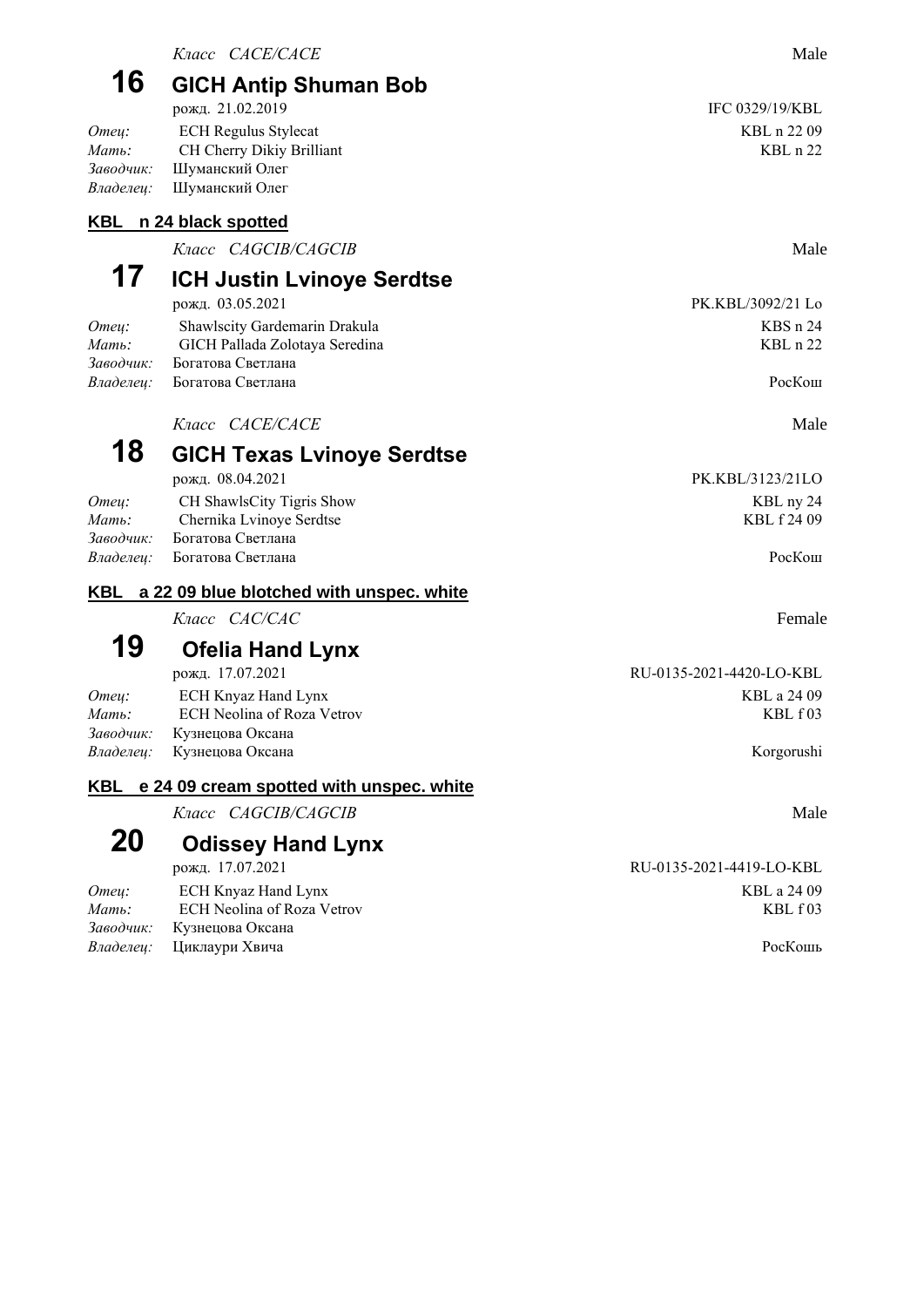*Класс CACE/CACE* Male

## 16 GICH Antip Shuman Bob

рожд. 21.02.2019 IFC 0329/19/KBL

*Отец:* ECH Regulus Stylecat KBL n 22 09
*Мать:* CH Cherry Dikiy Brilliant KBL n 22
*Заводчик:* Шуманский Олег
*Владелец:* Шуманский Олег

### KBL n 24 black spotted

*Класс CAGCIB/CAGCIB* Male

## 17 ICH Justin Lvinoye Serdtse

рожд. 03.05.2021 PK.KBL/3092/21 Lo

*Отец:* Shawlscity Gardemarin Drakula KBS n 24
*Мать:* GICH Pallada Zolotaya Seredina KBL n 22
*Заводчик:* Богатова Светлана
*Владелец:* Богатова Светлана РосКош

*Класс CACE/CACE* Male

## 18 GICH Texas Lvinoye Serdtse

рожд. 08.04.2021 PK.KBL/3123/21LO

*Отец:* CH ShawlsCity Tigris Show KBL ny 24
*Мать:* Chernika Lvinoye Serdtse KBL f 24 09
*Заводчик:* Богатова Светлана
*Владелец:* Богатова Светлана РосКош

### KBL a 22 09 blue blotched with unspec. white

*Класс CAC/CAC* Female

## 19 Ofelia Hand Lynx

рожд. 17.07.2021 RU-0135-2021-4420-LO-KBL

*Отец:* ECH Knyaz Hand Lynx KBL a 24 09
*Мать:* ECH Neolina of Roza Vetrov KBL f 03
*Заводчик:* Кузнецова Оксана
*Владелец:* Кузнецова Оксана Korgorushi

### KBL e 24 09 cream spotted with unspec. white

*Класс CAGCIB/CAGCIB* Male

## 20 Odissey Hand Lynx

рожд. 17.07.2021 RU-0135-2021-4419-LO-KBL

*Отец:* ECH Knyaz Hand Lynx KBL a 24 09
*Мать:* ECH Neolina of Roza Vetrov KBL f 03
*Заводчик:* Кузнецова Оксана
*Владелец:* Циклаури Хвича РосКошь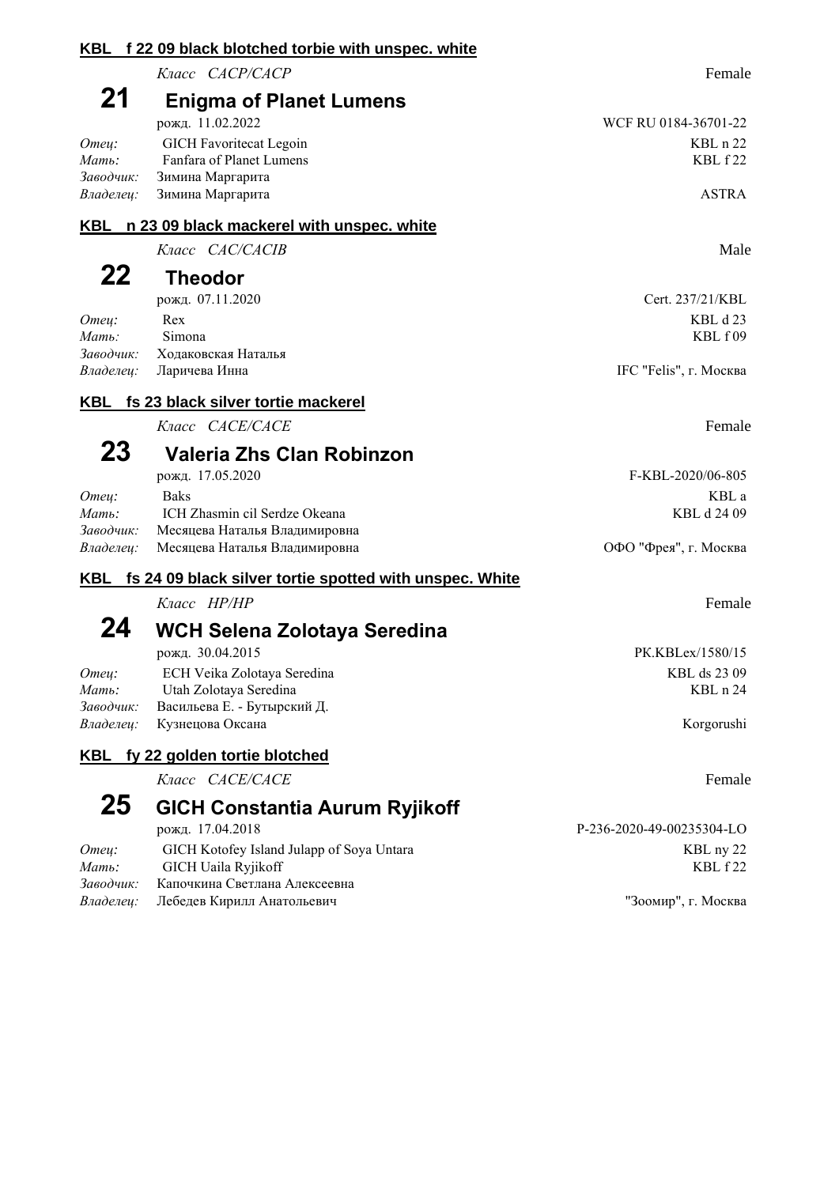**KBL f 22 09 black blotched torbie with unspec. white**

*Класс CACP/CACP* — Female

## 21 Enigma of Planet Lumens

рожд. 11.02.2022 — WCF RU 0184-36701-22

*Отец:* GICH Favoritecat Legoin — KBL n 22
*Мать:* Fanfara of Planet Lumens — KBL f 22
*Заводчик:* Зимина Маргарита
*Владелец:* Зимина Маргарита — ASTRA

**KBL n 23 09 black mackerel with unspec. white**

*Класс CAC/CACIB* — Male

## 22 Theodor

рожд. 07.11.2020 — Cert. 237/21/KBL

*Отец:* Rex — KBL d 23
*Мать:* Simona — KBL f 09
*Заводчик:* Ходаковская Наталья
*Владелец:* Ларичева Инна — IFC "Felis", г. Москва

**KBL fs 23 black silver tortie mackerel**

*Класс CACE/CACE* — Female

## 23 Valeria Zhs Clan Robinzon

рожд. 17.05.2020 — F-KBL-2020/06-805

*Отец:* Baks — KBL a
*Мать:* ICH Zhasmin cil Serdze Okeana — KBL d 24 09
*Заводчик:* Месяцева Наталья Владимировна
*Владелец:* Месяцева Наталья Владимировна — ОФО "Фрея", г. Москва

**KBL fs 24 09 black silver tortie spotted with unspec. White**

*Класс HP/HP* — Female

## 24 WCH Selena Zolotaya Seredina

рожд. 30.04.2015 — PK.KBLex/1580/15

*Отец:* ECH Veika Zolotaya Seredina — KBL ds 23 09
*Мать:* Utah Zolotaya Seredina — KBL n 24
*Заводчик:* Васильева Е. - Бутырский Д.
*Владелец:* Кузнецова Оксана — Korgorushi

**KBL fy 22 golden tortie blotched**

*Класс CACE/CACE* — Female

## 25 GICH Constantia Aurum Ryjikoff

рожд. 17.04.2018 — P-236-2020-49-00235304-LO

*Отец:* GICH Kotofey Island Julapp of Soya Untara — KBL ny 22
*Мать:* GICH Uaila Ryjikoff — KBL f 22
*Заводчик:* Капочкина Светлана Алексеевна
*Владелец:* Лебедев Кирилл Анатольевич — "Зоомир", г. Москва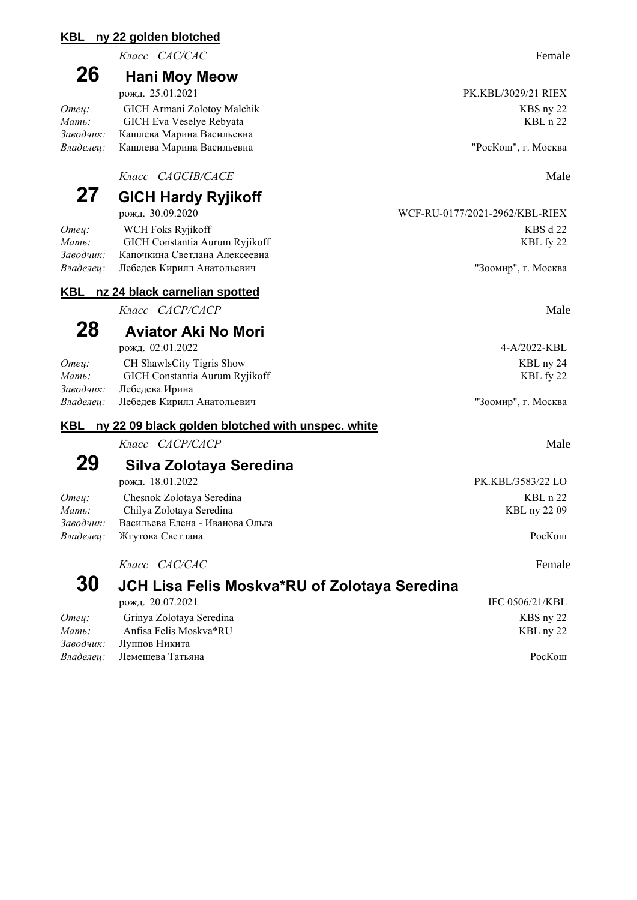## KBL ny 22 golden blotched

*Класс CAC/CAC* — Female

### 26 Hani Moy Meow

рожд. 25.01.2021 — PK.KBL/3029/21 RIEX

*Отец:* GICH Armani Zolotoy Malchik — KBS ny 22
*Мать:* GICH Eva Veselye Rebyata — KBL n 22
*Заводчик:* Кашлева Марина Васильевна
*Владелец:* Кашлева Марина Васильевна — "РосКош", г. Москва

*Класс CAGCIB/CACE* — Male

### 27 GICH Hardy Ryjikoff

рожд. 30.09.2020 — WCF-RU-0177/2021-2962/KBL-RIEX

*Отец:* WCH Foks Ryjikoff — KBS d 22
*Мать:* GICH Constantia Aurum Ryjikoff — KBL fy 22
*Заводчик:* Капочкина Светлана Алексеевна
*Владелец:* Лебедев Кирилл Анатольевич — "Зоомир", г. Москва

## KBL nz 24 black carnelian spotted

*Класс CACP/CACP* — Male

### 28 Aviator Aki No Mori

рожд. 02.01.2022 — 4-A/2022-KBL

*Отец:* CH ShawlsCity Tigris Show — KBL ny 24
*Мать:* GICH Constantia Aurum Ryjikoff — KBL fy 22
*Заводчик:* Лебедева Ирина
*Владелец:* Лебедев Кирилл Анатольевич — "Зоомир", г. Москва

## KBL ny 22 09 black golden blotched with unspec. white

*Класс CACP/CACP* — Male

### 29 Silva Zolotaya Seredina

рожд. 18.01.2022 — PK.KBL/3583/22 LO

*Отец:* Chesnok Zolotaya Seredina — KBL n 22
*Мать:* Chilya Zolotaya Seredina — KBL ny 22 09
*Заводчик:* Васильева Елена - Иванова Ольга
*Владелец:* Жгутова Светлана — РосКош

*Класс CAC/CAC* — Female

### 30 JCH Lisa Felis Moskva*RU of Zolotaya Seredina

рожд. 20.07.2021 — IFC 0506/21/KBL

*Отец:* Grinya Zolotaya Seredina — KBS ny 22
*Мать:* Anfisa Felis Moskva*RU — KBL ny 22
*Заводчик:* Луппов Никита
*Владелец:* Лемешева Татьяна — РосКош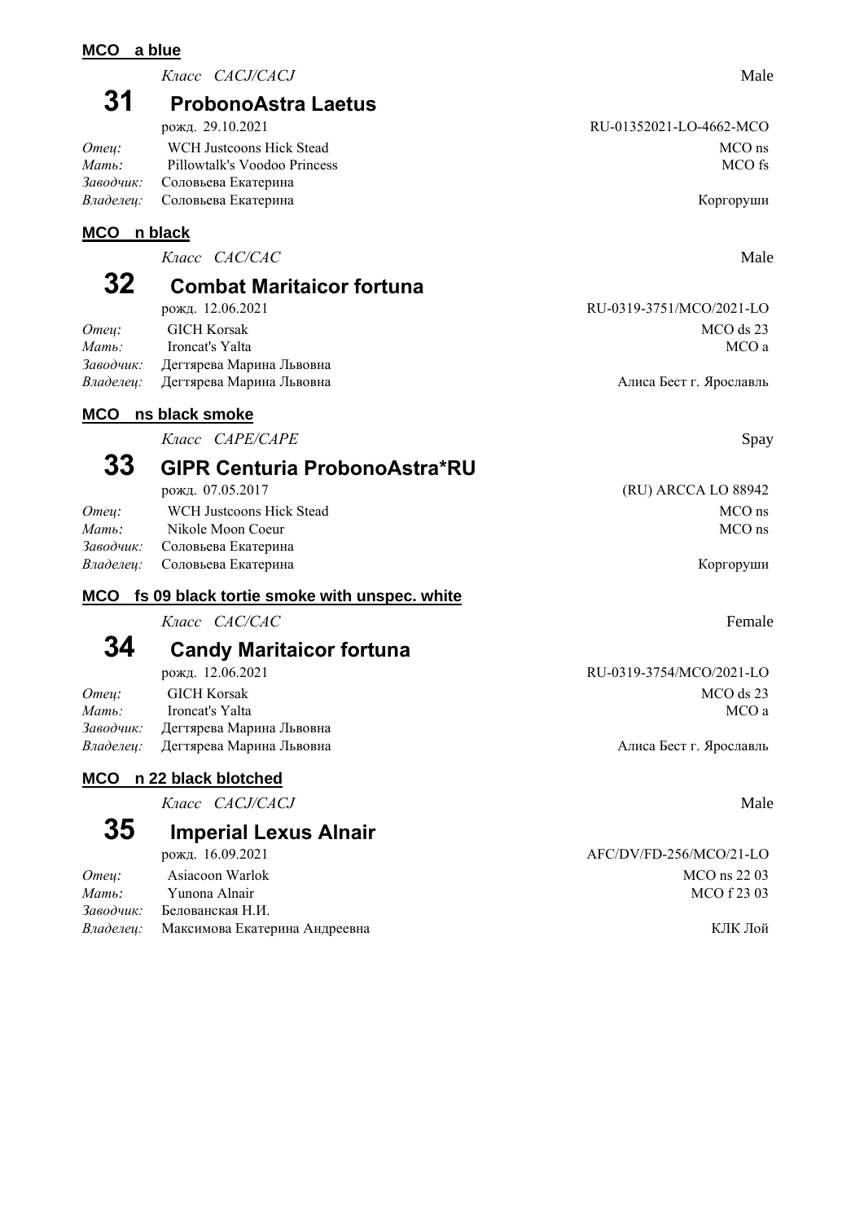**MCO a blue**

*Класс CACJ/CACJ* Male

## 31 ProbonoAstra Laetus

рожд. 29.10.2021 RU-01352021-LO-4662-MCO

*Отец:* WCH Justcoons Hick Stead MCO ns
*Мать:* Pillowtalk's Voodoo Princess MCO fs
*Заводчик:* Соловьева Екатерина
*Владелец:* Соловьева Екатерина Коргоруши

**MCO n black**

*Класс CAC/CAC* Male

## 32 Combat Maritaicor fortuna

рожд. 12.06.2021 RU-0319-3751/MCO/2021-LO

*Отец:* GICH Korsak MCO ds 23
*Мать:* Ironcat's Yalta MCO a
*Заводчик:* Дегтярева Марина Львовна
*Владелец:* Дегтярева Марина Львовна Алиса Бест г. Ярославль

**MCO ns black smoke**

*Класс CAPE/CAPE* Spay

## 33 GIPR Centuria ProbonoAstra*RU

рожд. 07.05.2017 (RU) ARCCA LO 88942

*Отец:* WCH Justcoons Hick Stead MCO ns
*Мать:* Nikole Moon Coeur MCO ns
*Заводчик:* Соловьева Екатерина
*Владелец:* Соловьева Екатерина Коргоруши

**MCO fs 09 black tortie smoke with unspec. white**

*Класс CAC/CAC* Female

## 34 Candy Maritaicor fortuna

рожд. 12.06.2021 RU-0319-3754/MCO/2021-LO

*Отец:* GICH Korsak MCO ds 23
*Мать:* Ironcat's Yalta MCO a
*Заводчик:* Дегтярева Марина Львовна
*Владелец:* Дегтярева Марина Львовна Алиса Бест г. Ярославль

**MCO n 22 black blotched**

*Класс CACJ/CACJ* Male

## 35 Imperial Lexus Alnair

рожд. 16.09.2021 AFC/DV/FD-256/MCO/21-LO

*Отец:* Asiacoon Warlok MCO ns 22 03
*Мать:* Yunona Alnair MCO f 23 03
*Заводчик:* Белованская Н.И.
*Владелец:* Максимова Екатерина Андреевна КЛК Лой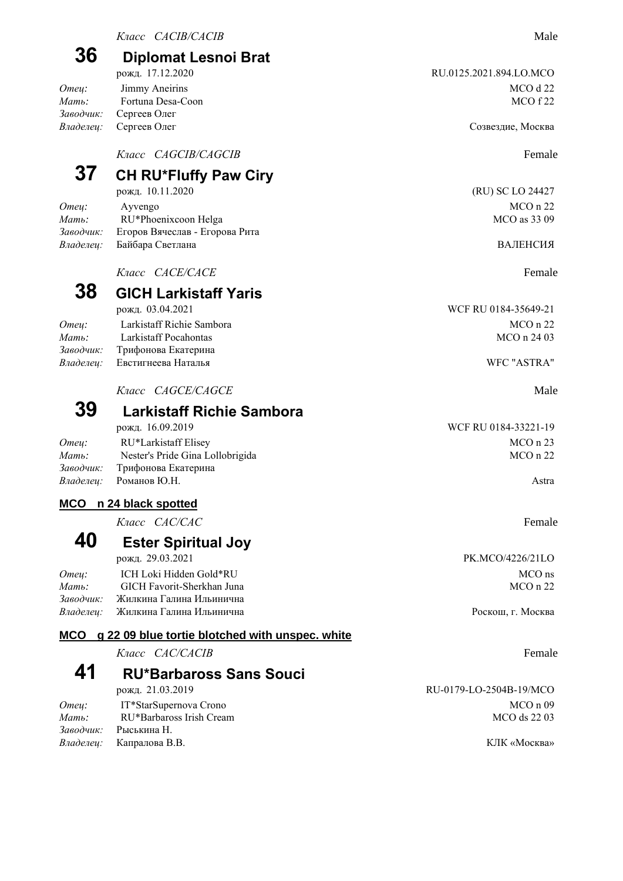*Класс CACIB/CACIB* Male

## 36 Diplomat Lesnoi Brat

рожд. 17.12.2020 RU.0125.2021.894.LO.MCO

*Отец:* Jimmy Aneirins MCO d 22
*Мать:* Fortuna Desa-Coon MCO f 22
*Заводчик:* Сергеев Олег
*Владелец:* Сергеев Олег Созвездие, Москва

*Класс CAGCIB/CAGCIB* Female

## 37 CH RU*Fluffy Paw Ciry

рожд. 10.11.2020 (RU) SC LO 24427

*Отец:* Ayvengo MCO n 22
*Мать:* RU*Phoenixcoon Helga MCO as 33 09
*Заводчик:* Егоров Вячеслав - Егорова Рита
*Владелец:* Байбара Светлана ВАЛЕНСИЯ

*Класс CACE/CACE* Female

## 38 GICH Larkistaff Yaris

рожд. 03.04.2021 WCF RU 0184-35649-21

*Отец:* Larkistaff Richie Sambora MCO n 22
*Мать:* Larkistaff Pocahontas MCO n 24 03
*Заводчик:* Трифонова Екатерина
*Владелец:* Евстигнеева Наталья WFC "ASTRA"

*Класс CAGCE/CAGCE* Male

## 39 Larkistaff Richie Sambora

рожд. 16.09.2019 WCF RU 0184-33221-19

*Отец:* RU*Larkistaff Elisey MCO n 23
*Мать:* Nester's Pride Gina Lollobrigida MCO n 22
*Заводчик:* Трифонова Екатерина
*Владелец:* Романов Ю.Н. Astra

### MCO n 24 black spotted

*Класс CAC/CAC* Female

## 40 Ester Spiritual Joy

рожд. 29.03.2021 PK.MCO/4226/21LO

*Отец:* ICH Loki Hidden Gold*RU MCO ns
*Мать:* GICH Favorit-Sherkhan Juna MCO n 22
*Заводчик:* Жилкина Галина Ильинична
*Владелец:* Жилкина Галина Ильинична Роскош, г. Москва

### MCO g 22 09 blue tortie blotched with unspec. white

*Класс CAC/CACIB* Female

## 41 RU*Barbaross Sans Souci

рожд. 21.03.2019 RU-0179-LO-2504B-19/MCO

*Отец:* IT*StarSupernova Crono MCO n 09
*Мать:* RU*Barbaross Irish Cream MCO ds 22 03
*Заводчик:* Рыськина Н.
*Владелец:* Капралова В.В. КЛК «Москва»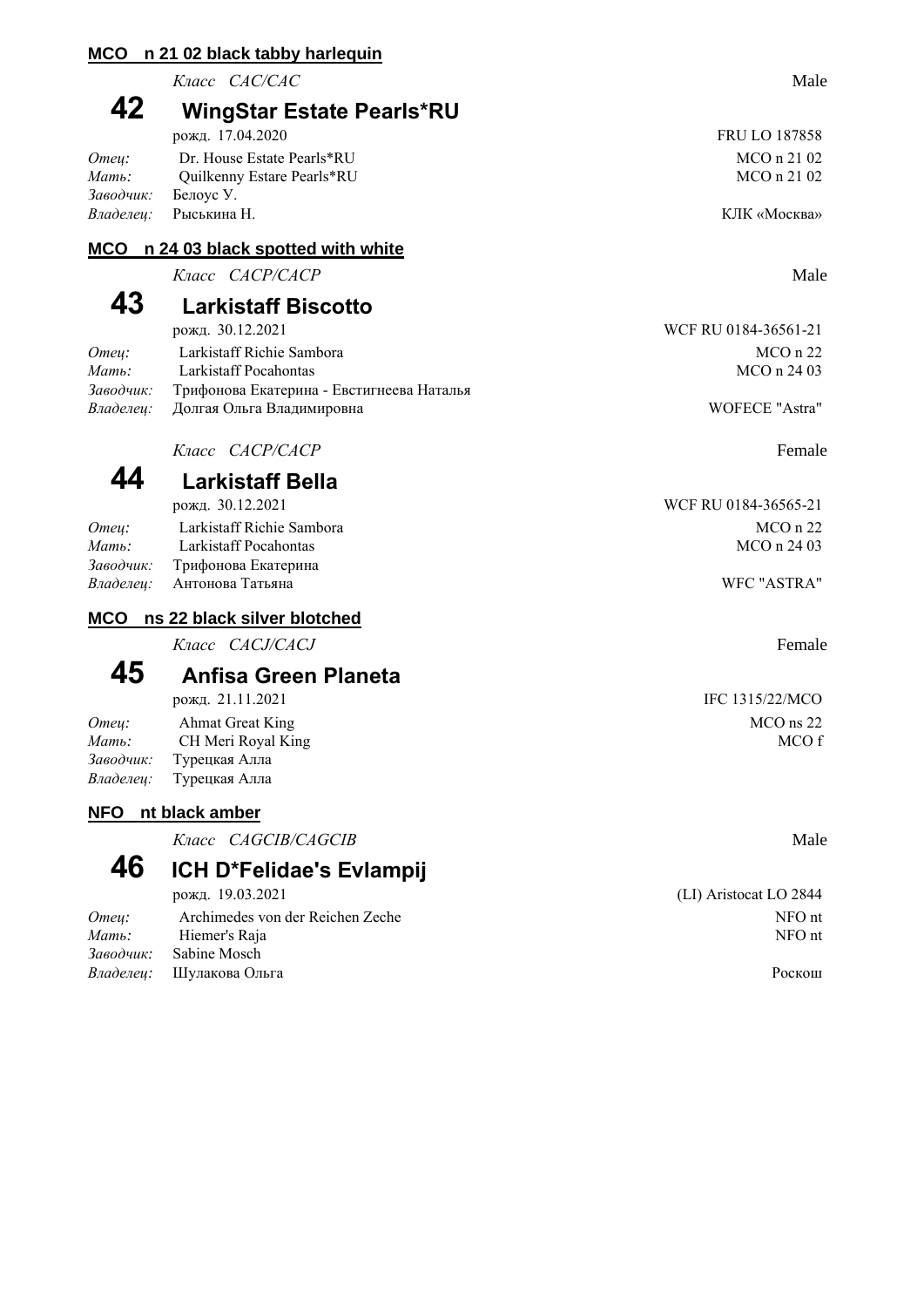**MCO n 21 02 black tabby harlequin**

*Класс CAC/CAC* — Male

## 42 WingStar Estate Pearls*RU

рожд. 17.04.2020 — FRU LO 187858

*Отец:* Dr. House Estate Pearls*RU — MCO n 21 02
*Мать:* Quilkenny Estare Pearls*RU — MCO n 21 02
*Заводчик:* Белоус У.
*Владелец:* Рыськина Н. — КЛК «Москва»

**MCO n 24 03 black spotted with white**

*Класс CACP/CACP* — Male

## 43 Larkistaff Biscotto

рожд. 30.12.2021 — WCF RU 0184-36561-21

*Отец:* Larkistaff Richie Sambora — MCO n 22
*Мать:* Larkistaff Pocahontas — MCO n 24 03
*Заводчик:* Трифонова Екатерина - Евстигнеева Наталья
*Владелец:* Долгая Ольга Владимировна — WOFECE "Astra"

*Класс CACP/CACP* — Female

## 44 Larkistaff Bella

рожд. 30.12.2021 — WCF RU 0184-36565-21

*Отец:* Larkistaff Richie Sambora — MCO n 22
*Мать:* Larkistaff Pocahontas — MCO n 24 03
*Заводчик:* Трифонова Екатерина
*Владелец:* Антонова Татьяна — WFC "ASTRA"

**MCO ns 22 black silver blotched**

*Класс CACJ/CACJ* — Female

## 45 Anfisa Green Planeta

рожд. 21.11.2021 — IFC 1315/22/MCO

*Отец:* Ahmat Great King — MCO ns 22
*Мать:* CH Meri Royal King — MCO f
*Заводчик:* Турецкая Алла
*Владелец:* Турецкая Алла

**NFO nt black amber**

*Класс CAGCIB/CAGCIB* — Male

## 46 ICH D*Felidae's Evlampij

рожд. 19.03.2021 — (LI) Aristocat LO 2844

*Отец:* Archimedes von der Reichen Zeche — NFO nt
*Мать:* Hiemer's Raja — NFO nt
*Заводчик:* Sabine Mosch
*Владелец:* Шулакова Ольга — Роскош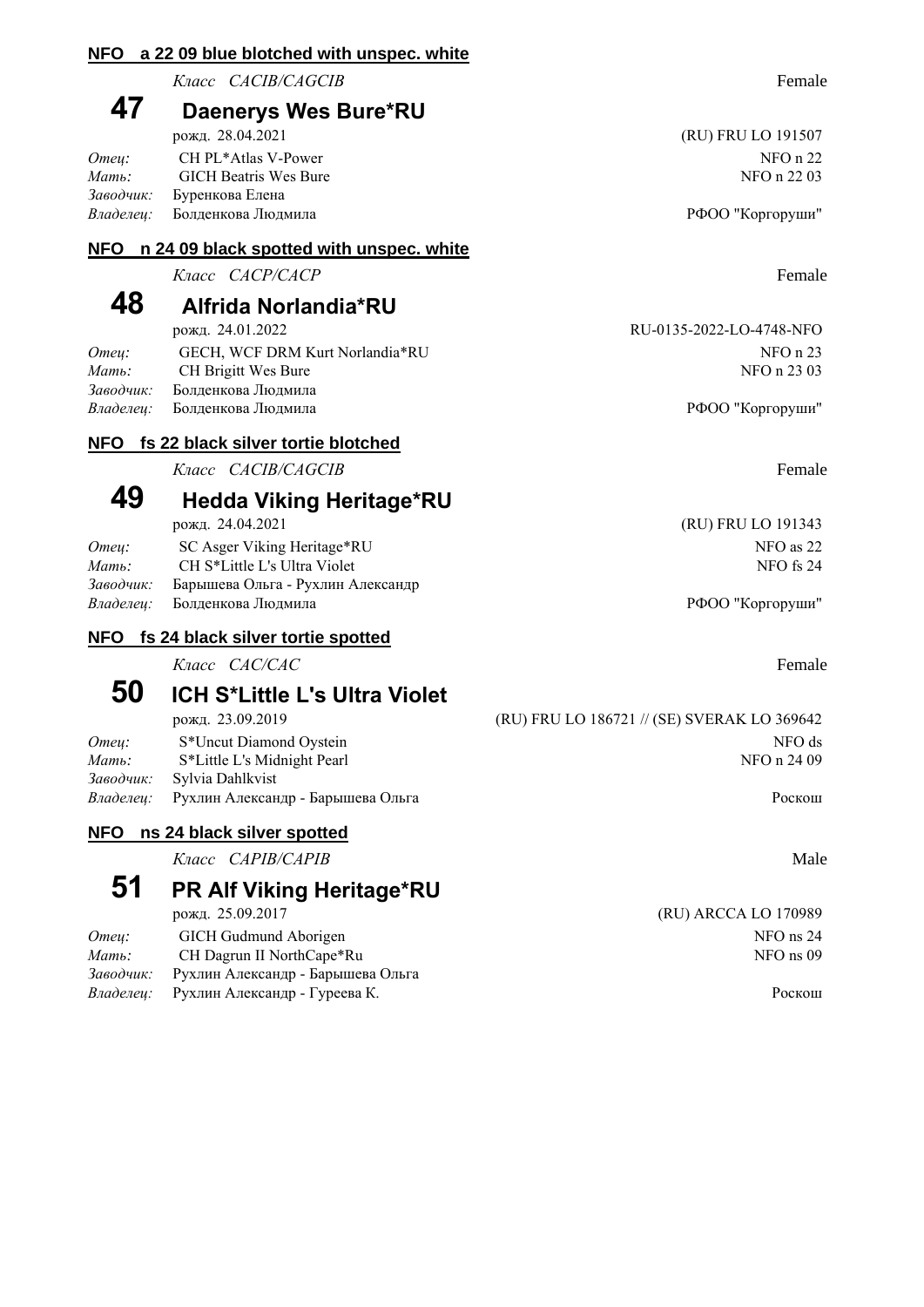### NFO a 22 09 blue blotched with unspec. white

*Класс CACIB/CAGCIB* — Female

## 47 Daenerys Wes Bure*RU

рожд. 28.04.2021 — (RU) FRU LO 191507

*Отец:* CH PL*Atlas V-Power — NFO n 22
*Мать:* GICH Beatris Wes Bure — NFO n 22 03
*Заводчик:* Буренкова Елена
*Владелец:* Болденкова Людмила — РФОО "Коргоруши"

### NFO n 24 09 black spotted with unspec. white

*Класс CACP/CACP* — Female

## 48 Alfrida Norlandia*RU

рожд. 24.01.2022 — RU-0135-2022-LO-4748-NFO

*Отец:* GECH, WCF DRM Kurt Norlandia*RU — NFO n 23
*Мать:* CH Brigitt Wes Bure — NFO n 23 03
*Заводчик:* Болденкова Людмила
*Владелец:* Болденкова Людмила — РФОО "Коргоруши"

### NFO fs 22 black silver tortie blotched

*Класс CACIB/CAGCIB* — Female

## 49 Hedda Viking Heritage*RU

рожд. 24.04.2021 — (RU) FRU LO 191343

*Отец:* SC Asger Viking Heritage*RU — NFO as 22
*Мать:* CH S*Little L's Ultra Violet — NFO fs 24
*Заводчик:* Барышева Ольга - Рухлин Александр
*Владелец:* Болденкова Людмила — РФОО "Коргоруши"

### NFO fs 24 black silver tortie spotted

*Класс CAC/CAC* — Female

## 50 ICH S*Little L's Ultra Violet

рожд. 23.09.2019 — (RU) FRU LO 186721 // (SE) SVERAK LO 369642

*Отец:* S*Uncut Diamond Oystein — NFO ds
*Мать:* S*Little L's Midnight Pearl — NFO n 24 09
*Заводчик:* Sylvia Dahlkvist
*Владелец:* Рухлин Александр - Барышева Ольга — Роскош

### NFO ns 24 black silver spotted

*Класс CAPIB/CAPIB* — Male

## 51 PR Alf Viking Heritage*RU

рожд. 25.09.2017 — (RU) ARCCA LO 170989

*Отец:* GICH Gudmund Aborigen — NFO ns 24
*Мать:* CH Dagrun II NorthCape*Ru — NFO ns 09
*Заводчик:* Рухлин Александр - Барышева Ольга
*Владелец:* Рухлин Александр - Гуреева К. — Роскош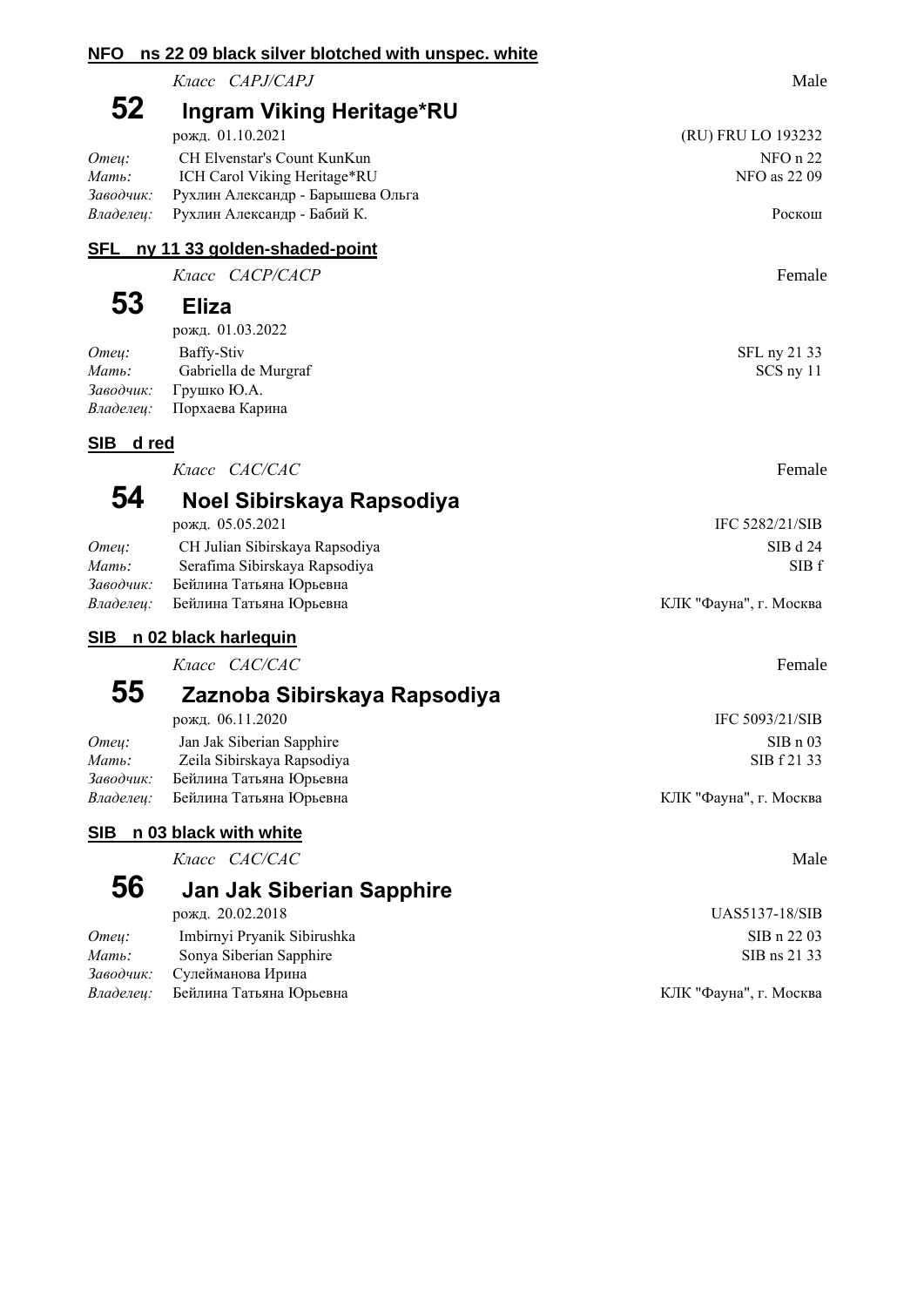**NFO ns 22 09 black silver blotched with unspec. white**

*Класс CAPJ/CAPJ* Male

## 52 Ingram Viking Heritage*RU

рожд. 01.10.2021 (RU) FRU LO 193232

*Отец:* CH Elvenstar's Count KunKun NFO n 22
*Мать:* ICH Carol Viking Heritage*RU NFO as 22 09
*Заводчик:* Рухлин Александр - Барышева Ольга
*Владелец:* Рухлин Александр - Бабий К. Роскош

**SFL ny 11 33 golden-shaded-point**

*Класс CACP/CACP* Female

## 53 Eliza

рожд. 01.03.2022

*Отец:* Baffy-Stiv SFL ny 21 33
*Мать:* Gabriella de Murgraf SCS ny 11
*Заводчик:* Грушко Ю.А.
*Владелец:* Порхаева Карина

**SIB d red**

*Класс CAC/CAC* Female

## 54 Noel Sibirskaya Rapsodiya

рожд. 05.05.2021 IFC 5282/21/SIB

*Отец:* CH Julian Sibirskaya Rapsodiya SIB d 24
*Мать:* Serafima Sibirskaya Rapsodiya SIB f
*Заводчик:* Бейлина Татьяна Юрьевна
*Владелец:* Бейлина Татьяна Юрьевна КЛК "Фауна", г. Москва

**SIB n 02 black harlequin**

*Класс CAC/CAC* Female

## 55 Zaznoba Sibirskaya Rapsodiya

рожд. 06.11.2020 IFC 5093/21/SIB

*Отец:* Jan Jak Siberian Sapphire SIB n 03
*Мать:* Zeila Sibirskaya Rapsodiya SIB f 21 33
*Заводчик:* Бейлина Татьяна Юрьевна
*Владелец:* Бейлина Татьяна Юрьевна КЛК "Фауна", г. Москва

**SIB n 03 black with white**

*Класс CAC/CAC* Male

## 56 Jan Jak Siberian Sapphire

рожд. 20.02.2018 UAS5137-18/SIB

*Отец:* Imbirnyi Pryanik Sibirushka SIB n 22 03
*Мать:* Sonya Siberian Sapphire SIB ns 21 33
*Заводчик:* Сулейманова Ирина
*Владелец:* Бейлина Татьяна Юрьевна КЛК "Фауна", г. Москва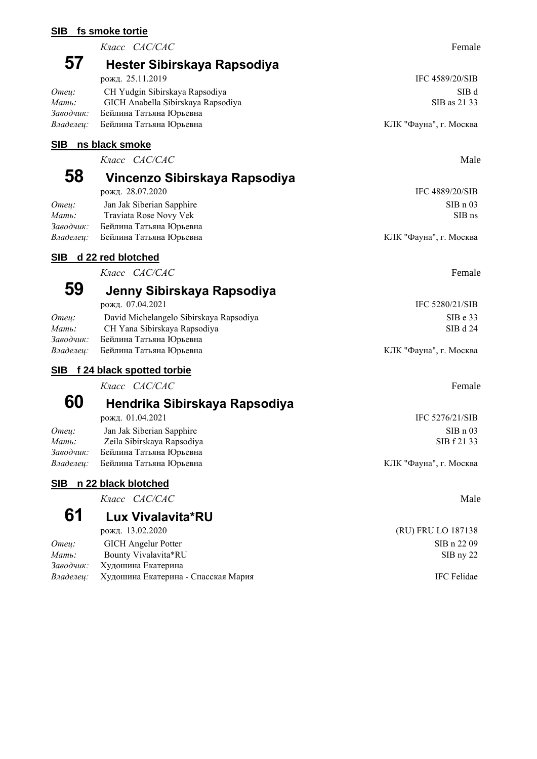**SIB fs smoke tortie**

*Класс CAC/CAC* Female

## 57 Hester Sibirskaya Rapsodiya

рожд. 25.11.2019 IFC 4589/20/SIB

*Отец:* CH Yudgin Sibirskaya Rapsodiya SIB d
*Мать:* GICH Anabella Sibirskaya Rapsodiya SIB as 21 33
*Заводчик:* Бейлина Татьяна Юрьевна
*Владелец:* Бейлина Татьяна Юрьевна КЛК "Фауна", г. Москва

**SIB ns black smoke**

*Класс CAC/CAC* Male

## 58 Vincenzo Sibirskaya Rapsodiya

рожд. 28.07.2020 IFC 4889/20/SIB

*Отец:* Jan Jak Siberian Sapphire SIB n 03
*Мать:* Traviata Rose Novy Vek SIB ns
*Заводчик:* Бейлина Татьяна Юрьевна
*Владелец:* Бейлина Татьяна Юрьевна КЛК "Фауна", г. Москва

**SIB d 22 red blotched**

*Класс CAC/CAC* Female

## 59 Jenny Sibirskaya Rapsodiya

рожд. 07.04.2021 IFC 5280/21/SIB

*Отец:* David Michelangelo Sibirskaya Rapsodiya SIB e 33
*Мать:* CH Yana Sibirskaya Rapsodiya SIB d 24
*Заводчик:* Бейлина Татьяна Юрьевна
*Владелец:* Бейлина Татьяна Юрьевна КЛК "Фауна", г. Москва

**SIB f 24 black spotted torbie**

*Класс CAC/CAC* Female

## 60 Hendrika Sibirskaya Rapsodiya

рожд. 01.04.2021 IFC 5276/21/SIB

*Отец:* Jan Jak Siberian Sapphire SIB n 03
*Мать:* Zeila Sibirskaya Rapsodiya SIB f 21 33
*Заводчик:* Бейлина Татьяна Юрьевна
*Владелец:* Бейлина Татьяна Юрьевна КЛК "Фауна", г. Москва

**SIB n 22 black blotched**

*Класс CAC/CAC* Male

## 61 Lux Vivalavita*RU

рожд. 13.02.2020 (RU) FRU LO 187138

*Отец:* GICH Angelur Potter SIB n 22 09
*Мать:* Bounty Vivalavita*RU SIB ny 22
*Заводчик:* Худошина Екатерина
*Владелец:* Худошина Екатерина - Спасская Мария IFC Felidae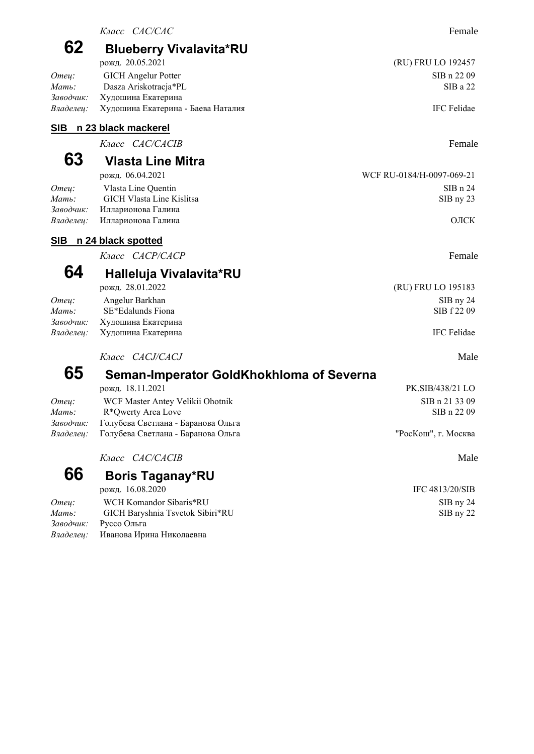*Класс CAC/CAC* Female

## 62 Blueberry Vivalavita*RU

рожд. 20.05.2021 (RU) FRU LO 192457

*Отец:* GICH Angelur Potter SIB n 22 09
*Мать:* Dasza Ariskotracja*PL SIB a 22
*Заводчик:* Худошина Екатерина
*Владелец:* Худошина Екатерина - Баева Наталия IFC Felidae

### SIB n 23 black mackerel

*Класс CAC/CACIB* Female

## 63 Vlasta Line Mitra

рожд. 06.04.2021 WCF RU-0184/H-0097-069-21

*Отец:* Vlasta Line Quentin SIB n 24
*Мать:* GICH Vlasta Line Kislitsa SIB ny 23
*Заводчик:* Илларионова Галина
*Владелец:* Илларионова Галина ОЛСК

### SIB n 24 black spotted

*Класс CACP/CACP* Female

## 64 Halleluja Vivalavita*RU

рожд. 28.01.2022 (RU) FRU LO 195183

*Отец:* Angelur Barkhan SIB ny 24
*Мать:* SE*Edalunds Fiona SIB f 22 09
*Заводчик:* Худошина Екатерина
*Владелец:* Худошина Екатерина IFC Felidae

*Класс CACJ/CACJ* Male

## 65 Seman-Imperator GoldKhokhloma of Severna

рожд. 18.11.2021 PK.SIB/438/21 LO

*Отец:* WCF Master Antey Velikii Ohotnik SIB n 21 33 09
*Мать:* R*Qwerty Area Love SIB n 22 09
*Заводчик:* Голубева Светлана - Баранова Ольга
*Владелец:* Голубева Светлана - Баранова Ольга "РосКош", г. Москва

*Класс CAC/CACIB* Male

## 66 Boris Taganay*RU

рожд. 16.08.2020 IFC 4813/20/SIB

*Отец:* WCH Komandor Sibaris*RU SIB ny 24
*Мать:* GICH Baryshnia Tsvetok Sibiri*RU SIB ny 22
*Заводчик:* Руссо Ольга
*Владелец:* Иванова Ирина Николаевна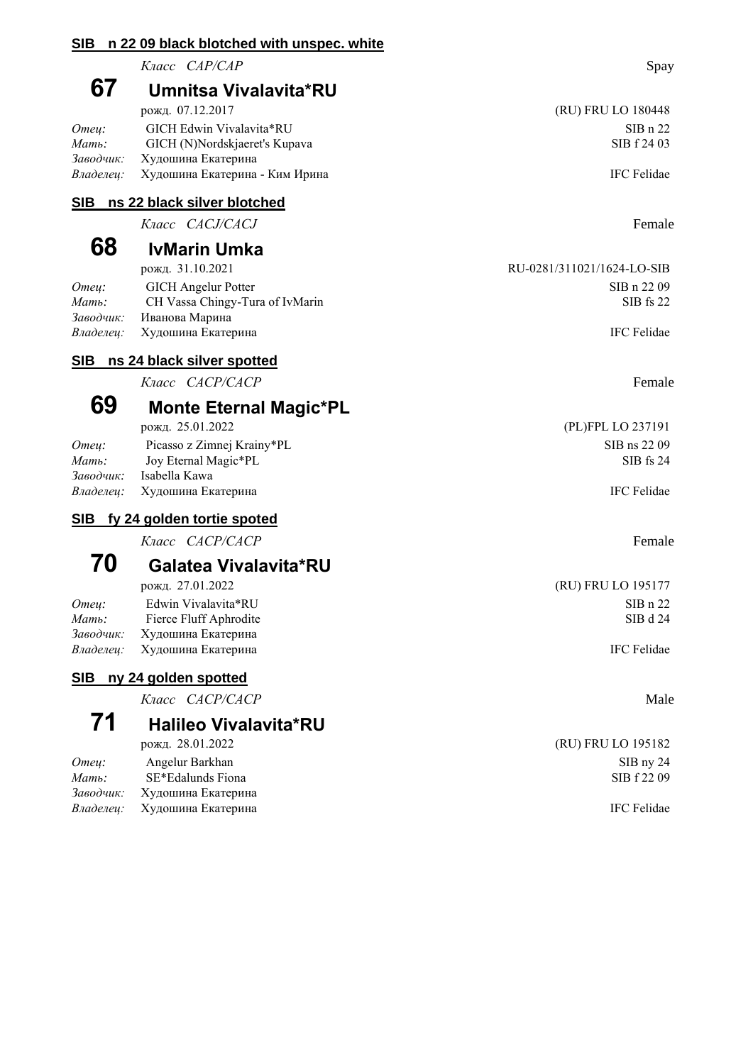### SIB n 22 09 black blotched with unspec. white

*Класс CAP/CAP* Spay

## 67 Umnitsa Vivalavita*RU

рожд. 07.12.2017 (RU) FRU LO 180448

*Отец:* GICH Edwin Vivalavita*RU SIB n 22
*Мать:* GICH (N)Nordskjaeret's Kupava SIB f 24 03
*Заводчик:* Худошина Екатерина
*Владелец:* Худошина Екатерина - Ким Ирина IFC Felidae

### SIB ns 22 black silver blotched

*Класс CACJ/CACJ* Female

## 68 IvMarin Umka

рожд. 31.10.2021 RU-0281/311021/1624-LO-SIB

*Отец:* GICH Angelur Potter SIB n 22 09
*Мать:* CH Vassa Chingy-Tura of IvMarin SIB fs 22
*Заводчик:* Иванова Марина
*Владелец:* Худошина Екатерина IFC Felidae

### SIB ns 24 black silver spotted

*Класс CACP/CACP* Female

## 69 Monte Eternal Magic*PL

рожд. 25.01.2022 (PL)FPL LO 237191

*Отец:* Picasso z Zimnej Krainy*PL SIB ns 22 09
*Мать:* Joy Eternal Magic*PL SIB fs 24
*Заводчик:* Isabella Kawa
*Владелец:* Худошина Екатерина IFC Felidae

### SIB fy 24 golden tortie spoted

*Класс CACP/CACP* Female

## 70 Galatea Vivalavita*RU

рожд. 27.01.2022 (RU) FRU LO 195177

*Отец:* Edwin Vivalavita*RU SIB n 22
*Мать:* Fierce Fluff Aphrodite SIB d 24
*Заводчик:* Худошина Екатерина
*Владелец:* Худошина Екатерина IFC Felidae

### SIB ny 24 golden spotted

*Класс CACP/CACP* Male

## 71 Halileo Vivalavita*RU

рожд. 28.01.2022 (RU) FRU LO 195182

*Отец:* Angelur Barkhan SIB ny 24
*Мать:* SE*Edalunds Fiona SIB f 22 09
*Заводчик:* Худошина Екатерина
*Владелец:* Худошина Екатерина IFC Felidae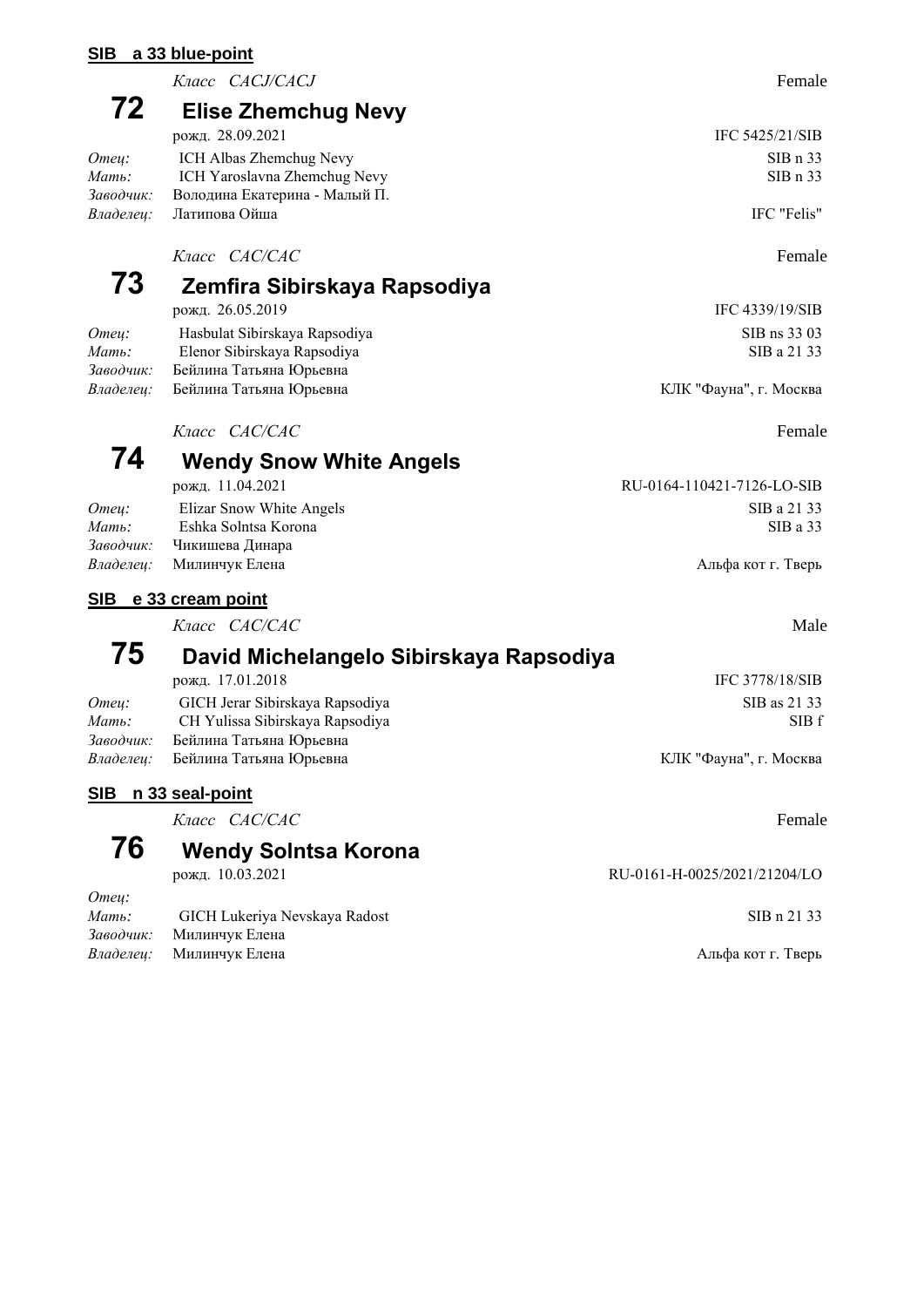**SIB a 33 blue-point**

*Класс CACJ/CACJ* Female

## 72 Elise Zhemchug Nevy

рожд. 28.09.2021 IFC 5425/21/SIB

*Отец:* ICH Albas Zhemchug Nevy SIB n 33
*Мать:* ICH Yaroslavna Zhemchug Nevy SIB n 33
*Заводчик:* Володина Екатерина - Малый П.
*Владелец:* Латипова Ойша IFC "Felis"

*Класс CAC/CAC* Female

## 73 Zemfira Sibirskaya Rapsodiya

рожд. 26.05.2019 IFC 4339/19/SIB

*Отец:* Hasbulat Sibirskaya Rapsodiya SIB ns 33 03
*Мать:* Elenor Sibirskaya Rapsodiya SIB a 21 33
*Заводчик:* Бейлина Татьяна Юрьевна
*Владелец:* Бейлина Татьяна Юрьевна КЛК "Фауна", г. Москва

*Класс CAC/CAC* Female

## 74 Wendy Snow White Angels

рожд. 11.04.2021 RU-0164-110421-7126-LO-SIB

*Отец:* Elizar Snow White Angels SIB a 21 33
*Мать:* Eshka Solntsa Korona SIB a 33
*Заводчик:* Чикишева Динара
*Владелец:* Милинчук Елена Альфа кот г. Тверь

**SIB e 33 cream point**

*Класс CAC/CAC* Male

## 75 David Michelangelo Sibirskaya Rapsodiya

рожд. 17.01.2018 IFC 3778/18/SIB

*Отец:* GICH Jerar Sibirskaya Rapsodiya SIB as 21 33
*Мать:* CH Yulissa Sibirskaya Rapsodiya SIB f
*Заводчик:* Бейлина Татьяна Юрьевна
*Владелец:* Бейлина Татьяна Юрьевна КЛК "Фауна", г. Москва

**SIB n 33 seal-point**

*Класс CAC/CAC* Female

## 76 Wendy Solntsa Korona

рожд. 10.03.2021 RU-0161-H-0025/2021/21204/LO

*Отец:*
*Мать:* GICH Lukeriya Nevskaya Radost SIB n 21 33
*Заводчик:* Милинчук Елена
*Владелец:* Милинчук Елена Альфа кот г. Тверь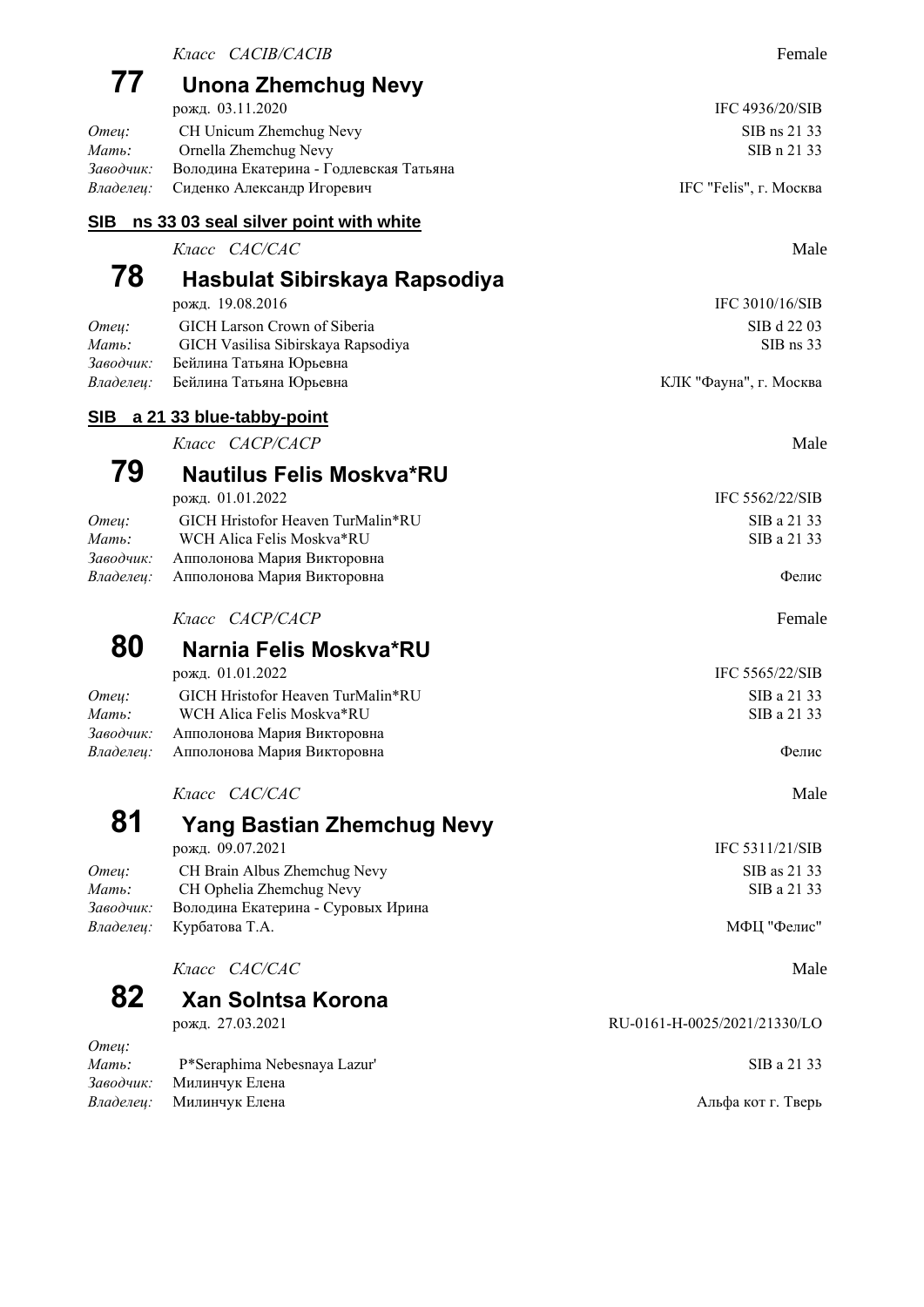*Класс CACIB/CACIB* Female

## 77 Unona Zhemchug Nevy

рожд. 03.11.2020 IFC 4936/20/SIB

*Отец:* CH Unicum Zhemchug Nevy SIB ns 21 33
*Мать:* Ornella Zhemchug Nevy SIB n 21 33
*Заводчик:* Володина Екатерина - Годлевская Татьяна
*Владелец:* Сиденко Александр Игоревич IFC "Felis", г. Москва

### SIB ns 33 03 seal silver point with white

*Класс CAC/CAC* Male

## 78 Hasbulat Sibirskaya Rapsodiya

рожд. 19.08.2016 IFC 3010/16/SIB

*Отец:* GICH Larson Crown of Siberia SIB d 22 03
*Мать:* GICH Vasilisa Sibirskaya Rapsodiya SIB ns 33
*Заводчик:* Бейлина Татьяна Юрьевна
*Владелец:* Бейлина Татьяна Юрьевна КЛК "Фауна", г. Москва

### SIB a 21 33 blue-tabby-point

*Класс CACP/CACP* Male

## 79 Nautilus Felis Moskva*RU

рожд. 01.01.2022 IFC 5562/22/SIB

*Отец:* GICH Hristofor Heaven TurMalin*RU SIB a 21 33
*Мать:* WCH Alica Felis Moskva*RU SIB a 21 33
*Заводчик:* Апполонова Мария Викторовна
*Владелец:* Апполонова Мария Викторовна Фелис

*Класс CACP/CACP* Female

## 80 Narnia Felis Moskva*RU

рожд. 01.01.2022 IFC 5565/22/SIB

*Отец:* GICH Hristofor Heaven TurMalin*RU SIB a 21 33
*Мать:* WCH Alica Felis Moskva*RU SIB a 21 33
*Заводчик:* Апполонова Мария Викторовна
*Владелец:* Апполонова Мария Викторовна Фелис

*Класс CAC/CAC* Male

## 81 Yang Bastian Zhemchug Nevy

рожд. 09.07.2021 IFC 5311/21/SIB

*Отец:* CH Brain Albus Zhemchug Nevy SIB as 21 33
*Мать:* CH Ophelia Zhemchug Nevy SIB a 21 33
*Заводчик:* Володина Екатерина - Суровых Ирина
*Владелец:* Курбатова Т.А. МФЦ "Фелис"

*Класс CAC/CAC* Male

## 82 Xan Solntsa Korona

рожд. 27.03.2021 RU-0161-H-0025/2021/21330/LO

*Отец:*
*Мать:* P*Seraphima Nebesnaya Lazur' SIB a 21 33
*Заводчик:* Милинчук Елена
*Владелец:* Милинчук Елена Альфа кот г. Тверь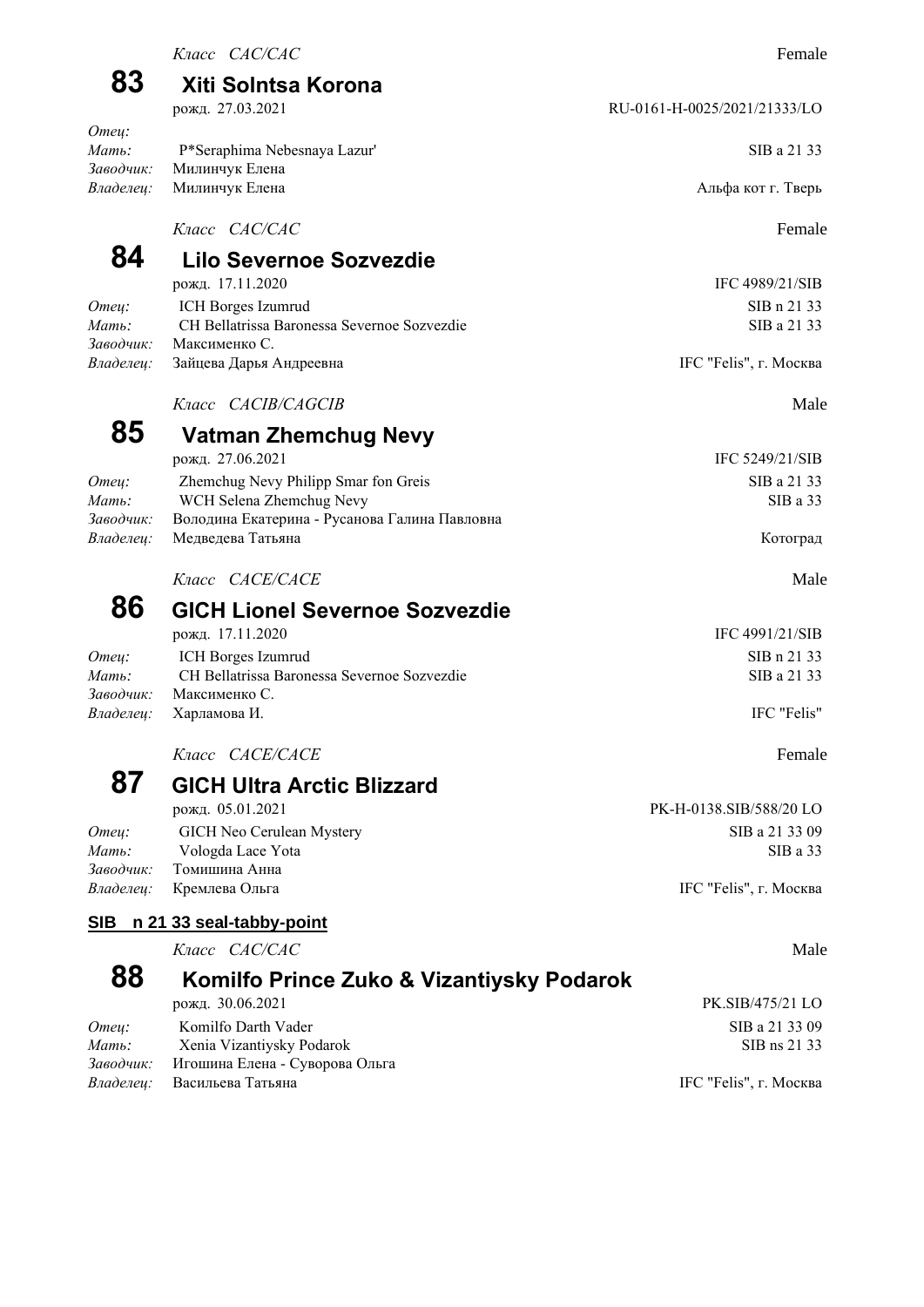*Класс CAC/CAC* Female

## 83 Xiti Solntsa Korona

рожд. 27.03.2021 RU-0161-H-0025/2021/21333/LO

*Отец:*
*Мать:* P*Seraphima Nebesnaya Lazur' SIB a 21 33
*Заводчик:* Милинчук Елена
*Владелец:* Милинчук Елена Альфа кот г. Тверь

*Класс CAC/CAC* Female

## 84 Lilo Severnoe Sozvezdie

рожд. 17.11.2020 IFC 4989/21/SIB

*Отец:* ICH Borges Izumrud SIB n 21 33
*Мать:* CH Bellatrissa Baronessa Severnoe Sozvezdie SIB a 21 33
*Заводчик:* Максименко С.
*Владелец:* Зайцева Дарья Андреевна IFC "Felis", г. Москва

*Класс CACIB/CAGCIB* Male

## 85 Vatman Zhemchug Nevy

рожд. 27.06.2021 IFC 5249/21/SIB

*Отец:* Zhemchug Nevy Philipp Smar fon Greis SIB a 21 33
*Мать:* WCH Selena Zhemchug Nevy SIB a 33
*Заводчик:* Володина Екатерина - Русанова Галина Павловна
*Владелец:* Медведева Татьяна Котоград

*Класс CACE/CACE* Male

## 86 GICH Lionel Severnoe Sozvezdie

рожд. 17.11.2020 IFC 4991/21/SIB

*Отец:* ICH Borges Izumrud SIB n 21 33
*Мать:* CH Bellatrissa Baronessa Severnoe Sozvezdie SIB a 21 33
*Заводчик:* Максименко С.
*Владелец:* Харламова И. IFC "Felis"

*Класс CACE/CACE* Female

## 87 GICH Ultra Arctic Blizzard

рожд. 05.01.2021 PK-H-0138.SIB/588/20 LO

*Отец:* GICH Neo Cerulean Mystery SIB a 21 33 09
*Мать:* Vologda Lace Yota SIB a 33
*Заводчик:* Томишина Анна
*Владелец:* Кремлева Ольга IFC "Felis", г. Москва

### SIB n 21 33 seal-tabby-point

*Класс CAC/CAC* Male

## 88 Komilfo Prince Zuko & Vizantiysky Podarok

рожд. 30.06.2021 PK.SIB/475/21 LO

*Отец:* Komilfo Darth Vader SIB a 21 33 09
*Мать:* Xenia Vizantiysky Podarok SIB ns 21 33
*Заводчик:* Игошина Елена - Суворова Ольга
*Владелец:* Васильева Татьяна IFC "Felis", г. Москва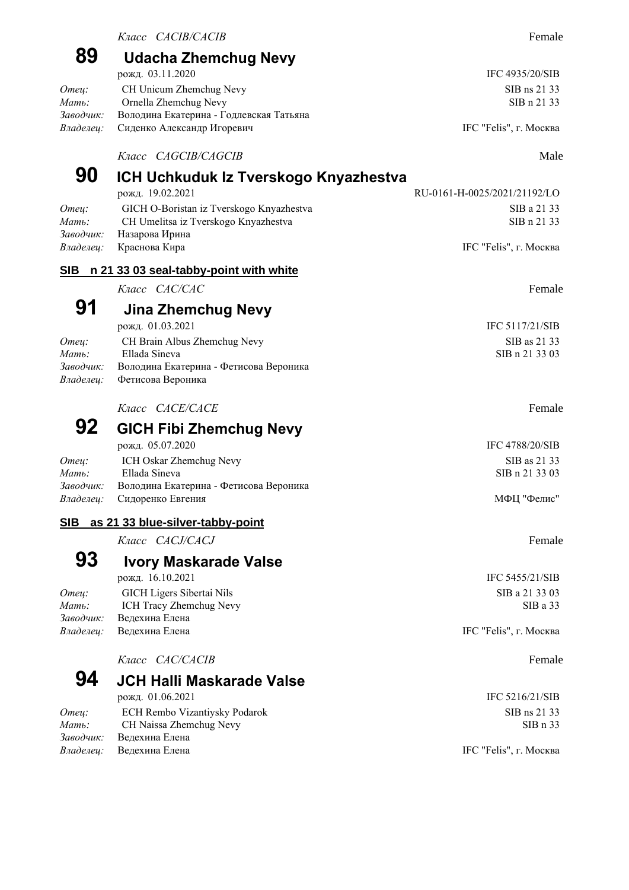*Класс CACIB/CACIB* Female

## 89 Udacha Zhemchug Nevy

рожд. 03.11.2020 IFC 4935/20/SIB

*Отец:* CH Unicum Zhemchug Nevy SIB ns 21 33
*Мать:* Ornella Zhemchug Nevy SIB n 21 33
*Заводчик:* Володина Екатерина - Годлевская Татьяна
*Владелец:* Сиденко Александр Игоревич IFC "Felis", г. Москва

*Класс CAGCIB/CAGCIB* Male

## 90 ICH Uchkuduk Iz Tverskogo Knyazhestva

рожд. 19.02.2021 RU-0161-H-0025/2021/21192/LO

*Отец:* GICH O-Boristan iz Tverskogo Knyazhestva SIB a 21 33
*Мать:* CH Umelitsa iz Tverskogo Knyazhestva SIB n 21 33
*Заводчик:* Назарова Ирина
*Владелец:* Краснова Кира IFC "Felis", г. Москва

### SIB n 21 33 03 seal-tabby-point with white

*Класс CAC/CAC* Female

## 91 Jina Zhemchug Nevy

рожд. 01.03.2021 IFC 5117/21/SIB

*Отец:* CH Brain Albus Zhemchug Nevy SIB as 21 33
*Мать:* Ellada Sineva SIB n 21 33 03
*Заводчик:* Володина Екатерина - Фетисова Вероника
*Владелец:* Фетисова Вероника

*Класс CACE/CACE* Female

## 92 GICH Fibi Zhemchug Nevy

рожд. 05.07.2020 IFC 4788/20/SIB

*Отец:* ICH Oskar Zhemchug Nevy SIB as 21 33
*Мать:* Ellada Sineva SIB n 21 33 03
*Заводчик:* Володина Екатерина - Фетисова Вероника
*Владелец:* Сидоренко Евгения МФЦ "Фелис"

### SIB as 21 33 blue-silver-tabby-point

*Класс CACJ/CACJ* Female

## 93 Ivory Maskarade Valse

рожд. 16.10.2021 IFC 5455/21/SIB

*Отец:* GICH Ligers Sibertai Nils SIB a 21 33 03
*Мать:* ICH Tracy Zhemchug Nevy SIB a 33
*Заводчик:* Ведехина Елена
*Владелец:* Ведехина Елена IFC "Felis", г. Москва

*Класс CAC/CACIB* Female

## 94 JCH Halli Maskarade Valse

рожд. 01.06.2021 IFC 5216/21/SIB

*Отец:* ECH Rembo Vizantiysky Podarok SIB ns 21 33
*Мать:* CH Naissa Zhemchug Nevy SIB n 33
*Заводчик:* Ведехина Елена
*Владелец:* Ведехина Елена IFC "Felis", г. Москва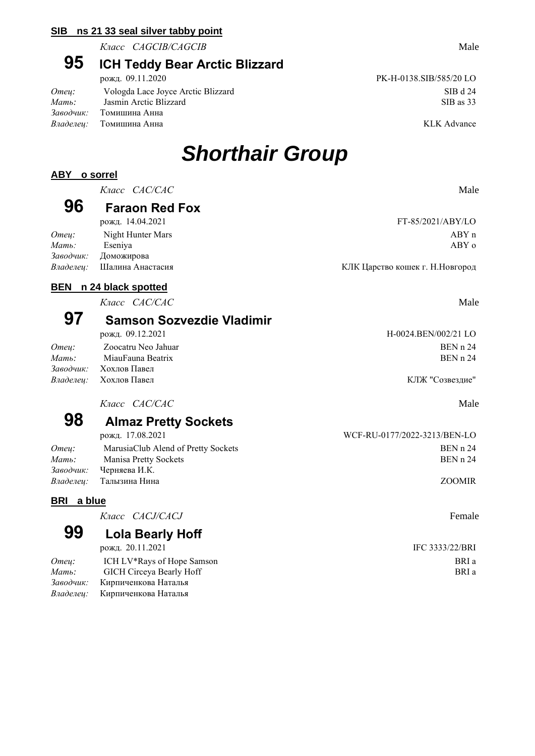**SIB ns 21 33 seal silver tabby point**

*Класс CAGCIB/CAGCIB* Male

## 95 ICH Teddy Bear Arctic Blizzard

рожд. 09.11.2020 PK-H-0138.SIB/585/20 LO

*Отец:* Vologda Lace Joyce Arctic Blizzard SIB d 24
*Мать:* Jasmin Arctic Blizzard SIB as 33
*Заводчик:* Томишина Анна
*Владелец:* Томишина Анна KLK Advance

# *Shorthair Group*

**ABY o sorrel**

*Класс CAC/CAC* Male

## 96 Faraon Red Fox

рожд. 14.04.2021 FT-85/2021/ABY/LO

*Отец:* Night Hunter Mars ABY n
*Мать:* Eseniya ABY o
*Заводчик:* Доможирова
*Владелец:* Шалина Анастасия КЛК Царство кошек г. Н.Новгород

**BEN n 24 black spotted**

*Класс CAC/CAC* Male

## 97 Samson Sozvezdie Vladimir

рожд. 09.12.2021 H-0024.BEN/002/21 LO

*Отец:* Zoocatru Neo Jahuar BEN n 24
*Мать:* MiauFauna Beatrix BEN n 24
*Заводчик:* Хохлов Павел
*Владелец:* Хохлов Павел КЛЖ "Созвездие"

*Класс CAC/CAC* Male

## 98 Almaz Pretty Sockets

рожд. 17.08.2021 WCF-RU-0177/2022-3213/BEN-LO

*Отец:* MarusiaClub Alend of Pretty Sockets BEN n 24
*Мать:* Manisa Pretty Sockets BEN n 24
*Заводчик:* Черняева И.К.
*Владелец:* Талызина Нина ZOOMIR

**BRI a blue**

*Класс CACJ/CACJ* Female

## 99 Lola Bearly Hoff

рожд. 20.11.2021 IFC 3333/22/BRI

*Отец:* ICH LV*Rays of Hope Samson BRI a
*Мать:* GICH Circeya Bearly Hoff BRI a
*Заводчик:* Кирпиченкова Наталья
*Владелец:* Кирпиченкова Наталья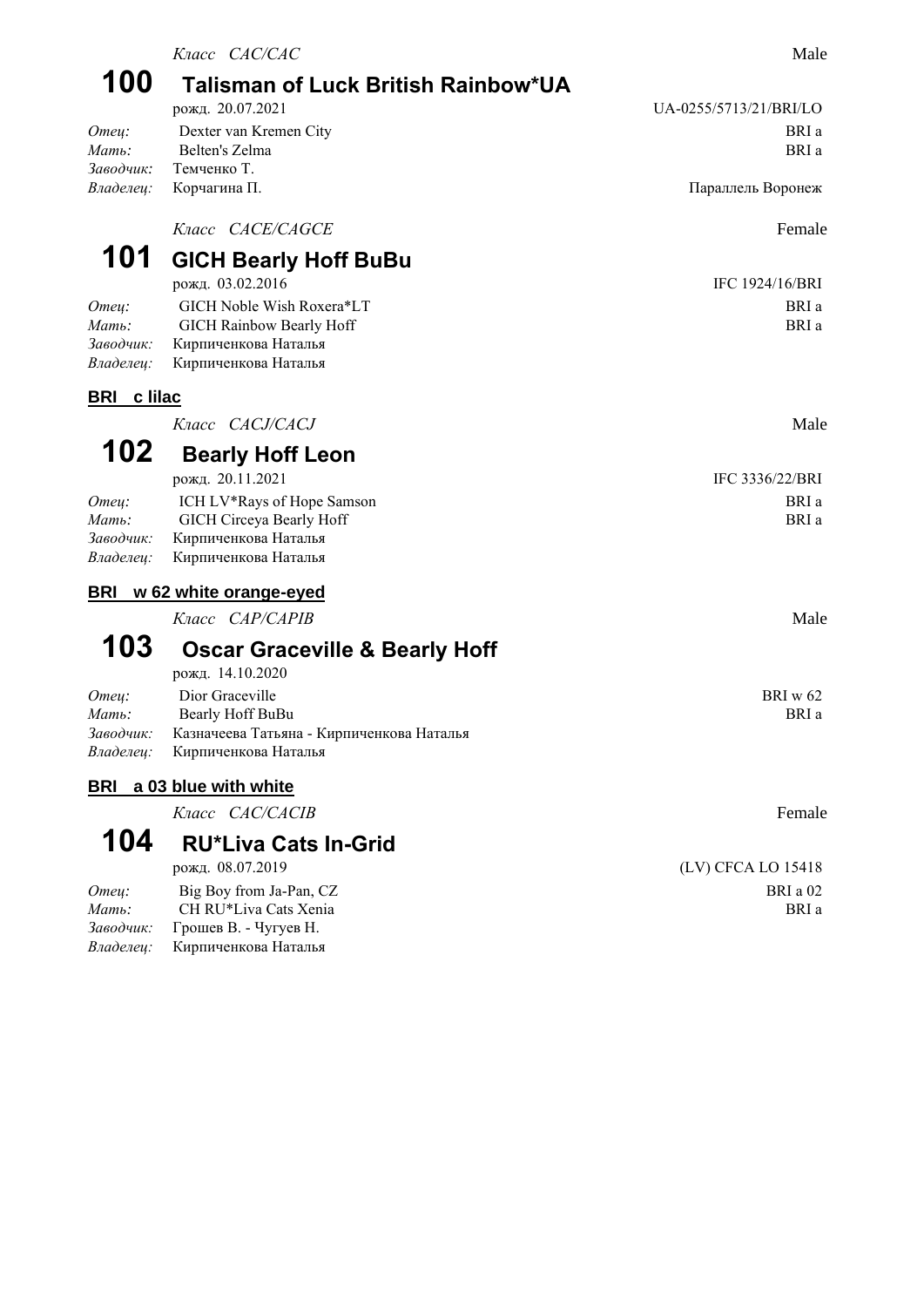*Класс CAC/CAC* Male

## 100 Talisman of Luck British Rainbow*UA

рожд. 20.07.2021 UA-0255/5713/21/BRI/LO

*Отец:* Dexter van Kremen City BRI a
*Мать:* Belten's Zelma BRI a
*Заводчик:* Темченко Т.
*Владелец:* Корчагина П. Параллель Воронеж

*Класс CACE/CAGCE* Female

## 101 GICH Bearly Hoff BuBu

рожд. 03.02.2016 IFC 1924/16/BRI

*Отец:* GICH Noble Wish Roxera*LT BRI a
*Мать:* GICH Rainbow Bearly Hoff BRI a
*Заводчик:* Кирпиченкова Наталья
*Владелец:* Кирпиченкова Наталья

### BRI c lilac

*Класс CACJ/CACJ* Male

## 102 Bearly Hoff Leon

рожд. 20.11.2021 IFC 3336/22/BRI

*Отец:* ICH LV*Rays of Hope Samson BRI a
*Мать:* GICH Circeya Bearly Hoff BRI a
*Заводчик:* Кирпиченкова Наталья
*Владелец:* Кирпиченкова Наталья

### BRI w 62 white orange-eyed

*Класс CAP/CAPIB* Male

## 103 Oscar Graceville & Bearly Hoff

рожд. 14.10.2020

*Отец:* Dior Graceville BRI w 62
*Мать:* Bearly Hoff BuBu BRI a
*Заводчик:* Казначеева Татьяна - Кирпиченкова Наталья
*Владелец:* Кирпиченкова Наталья

### BRI a 03 blue with white

*Класс CAC/CACIB* Female

## 104 RU*Liva Cats In-Grid

рожд. 08.07.2019 (LV) CFCA LO 15418

*Отец:* Big Boy from Ja-Pan, CZ BRI a 02
*Мать:* CH RU*Liva Cats Xenia BRI a
*Заводчик:* Грошев В. - Чугуев Н.
*Владелец:* Кирпиченкова Наталья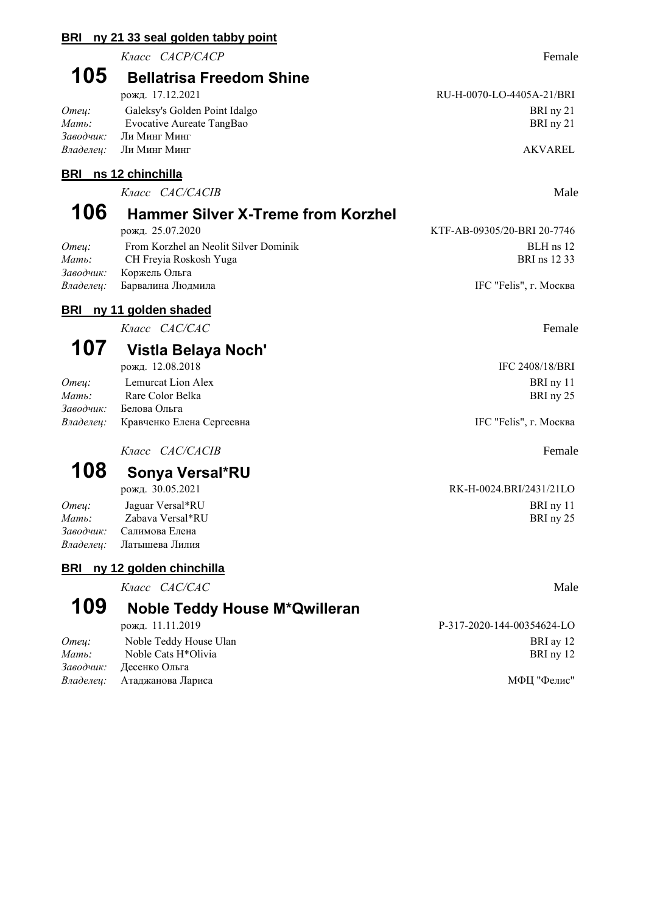## BRI ny 21 33 seal golden tabby point

*Класс CACP/CACP* Female

### 105 Bellatrisa Freedom Shine

рожд. 17.12.2021 RU-H-0070-LO-4405A-21/BRI

*Отец:* Galeksy's Golden Point Idalgo BRI ny 21
*Мать:* Evocative Aureate TangBao BRI ny 21
*Заводчик:* Ли Минг Минг
*Владелец:* Ли Минг Минг AKVAREL

## BRI ns 12 chinchilla

*Класс CAC/CACIB* Male

### 106 Hammer Silver X-Treme from Korzhel

рожд. 25.07.2020 KTF-AB-09305/20-BRI 20-7746

*Отец:* From Korzhel an Neolit Silver Dominik BLH ns 12
*Мать:* CH Freyia Roskosh Yuga BRI ns 12 33
*Заводчик:* Коржель Ольга
*Владелец:* Барвалина Людмила IFC "Felis", г. Москва

## BRI ny 11 golden shaded

*Класс CAC/CAC* Female

### 107 Vistla Belaya Noch'

рожд. 12.08.2018 IFC 2408/18/BRI

*Отец:* Lemurcat Lion Alex BRI ny 11
*Мать:* Rare Color Belka BRI ny 25
*Заводчик:* Белова Ольга
*Владелец:* Кравченко Елена Сергеевна IFC "Felis", г. Москва

*Класс CAC/CACIB* Female

### 108 Sonya Versal*RU

рожд. 30.05.2021 RK-H-0024.BRI/2431/21LO

*Отец:* Jaguar Versal*RU BRI ny 11
*Мать:* Zabava Versal*RU BRI ny 25
*Заводчик:* Салимова Елена
*Владелец:* Латышева Лилия

## BRI ny 12 golden chinchilla

*Класс CAC/CAC* Male

### 109 Noble Teddy House M*Qwilleran

рожд. 11.11.2019 P-317-2020-144-00354624-LO

*Отец:* Noble Teddy House Ulan BRI ay 12
*Мать:* Noble Cats H*Olivia BRI ny 12
*Заводчик:* Десенко Ольга
*Владелец:* Атаджанова Лариса МФЦ "Фелис"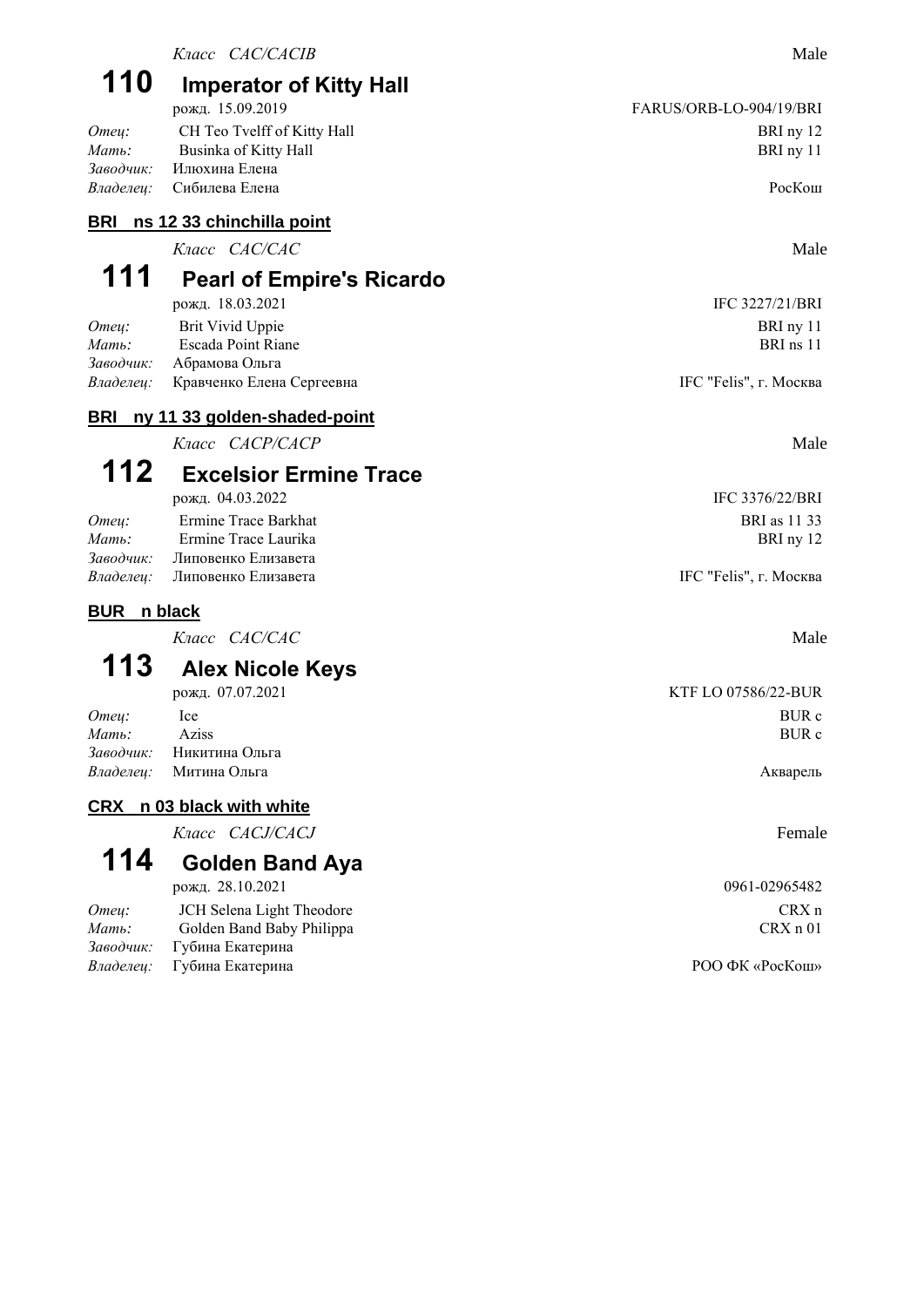*Класс CAC/CACIB* Male

## 110 Imperator of Kitty Hall

рожд. 15.09.2019 FARUS/ORB-LO-904/19/BRI

*Отец:* CH Teo Tvelff of Kitty Hall BRI ny 12
*Мать:* Businka of Kitty Hall BRI ny 11
*Заводчик:* Илюхина Елена
*Владелец:* Сибилева Елена РосКош

**BRI ns 12 33 chinchilla point**

*Класс CAC/CAC* Male

## 111 Pearl of Empire's Ricardo

рожд. 18.03.2021 IFC 3227/21/BRI

*Отец:* Brit Vivid Uppie BRI ny 11
*Мать:* Escada Point Riane BRI ns 11
*Заводчик:* Абрамова Ольга
*Владелец:* Кравченко Елена Сергеевна IFC "Felis", г. Москва

**BRI ny 11 33 golden-shaded-point**

*Класс CACP/CACP* Male

## 112 Excelsior Ermine Trace

рожд. 04.03.2022 IFC 3376/22/BRI

*Отец:* Ermine Trace Barkhat BRI as 11 33
*Мать:* Ermine Trace Laurika BRI ny 12
*Заводчик:* Липовенко Елизавета
*Владелец:* Липовенко Елизавета IFC "Felis", г. Москва

**BUR n black**

*Класс CAC/CAC* Male

## 113 Alex Nicole Keys

рожд. 07.07.2021 KTF LO 07586/22-BUR

*Отец:* Ice BUR c
*Мать:* Aziss BUR c
*Заводчик:* Никитина Ольга
*Владелец:* Митина Ольга Акварель

**CRX n 03 black with white**

*Класс CACJ/CACJ* Female

## 114 Golden Band Aya

рожд. 28.10.2021 0961-02965482

*Отец:* JCH Selena Light Theodore CRX n
*Мать:* Golden Band Baby Philippa CRX n 01
*Заводчик:* Губина Екатерина
*Владелец:* Губина Екатерина РОО ФК «РосКош»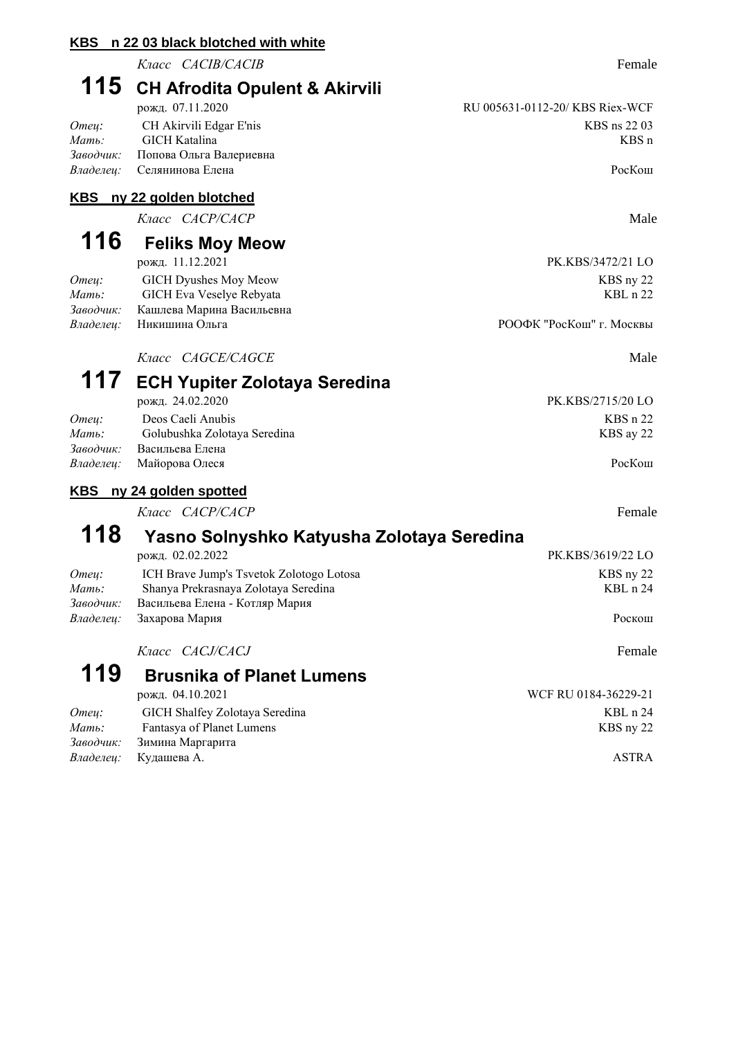### KBS n 22 03 black blotched with white

*Класс CACIB/CACIB* Female

## 115 CH Afrodita Opulent & Akirvili

рожд. 07.11.2020 RU 005631-0112-20/ KBS Riex-WCF

*Отец:* CH Akirvili Edgar E'nis KBS ns 22 03
*Мать:* GICH Katalina KBS n
*Заводчик:* Попова Ольга Валериевна
*Владелец:* Селянинова Елена РосКош

### KBS ny 22 golden blotched

*Класс CACP/CACP* Male

## 116 Feliks Moy Meow

рожд. 11.12.2021 PK.KBS/3472/21 LO

*Отец:* GICH Dyushes Moy Meow KBS ny 22
*Мать:* GICH Eva Veselye Rebyata KBL n 22
*Заводчик:* Кашлева Марина Васильевна
*Владелец:* Никишина Ольга РООФК "РосКош" г. Москвы

*Класс CAGCE/CAGCE* Male

## 117 ECH Yupiter Zolotaya Seredina

рожд. 24.02.2020 PK.KBS/2715/20 LO

*Отец:* Deos Caeli Anubis KBS n 22
*Мать:* Golubushka Zolotaya Seredina KBS ay 22
*Заводчик:* Васильева Елена
*Владелец:* Майорова Олеся РосКош

### KBS ny 24 golden spotted

*Класс CACP/CACP* Female

## 118 Yasno Solnyshko Katyusha Zolotaya Seredina

рожд. 02.02.2022 PK.KBS/3619/22 LO

*Отец:* ICH Brave Jump's Tsvetok Zolotogo Lotosa KBS ny 22
*Мать:* Shanya Prekrasnaya Zolotaya Seredina KBL n 24
*Заводчик:* Васильева Елена - Котляр Мария
*Владелец:* Захарова Мария Роскош

*Класс CACJ/CACJ* Female

## 119 Brusnika of Planet Lumens

рожд. 04.10.2021 WCF RU 0184-36229-21

*Отец:* GICH Shalfey Zolotaya Seredina KBL n 24
*Мать:* Fantasya of Planet Lumens KBS ny 22
*Заводчик:* Зимина Маргарита
*Владелец:* Кудашева А. ASTRA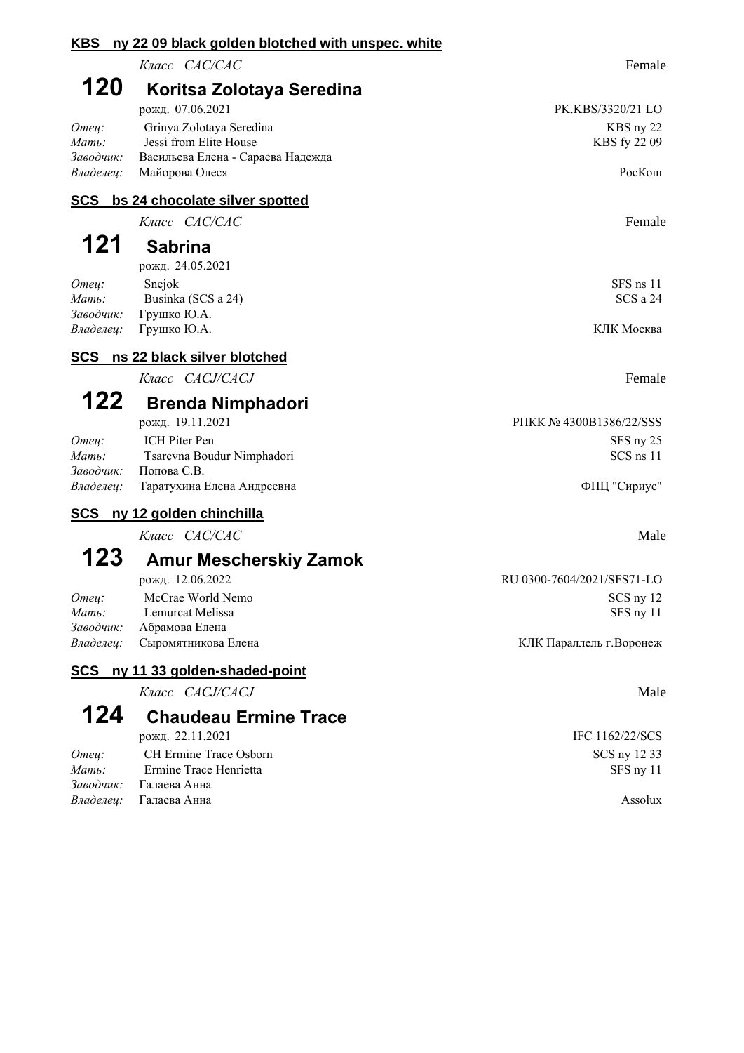**KBS ny 22 09 black golden blotched with unspec. white**

*Класс CAC/CAC* Female

## 120 Koritsa Zolotaya Seredina

рожд. 07.06.2021 PK.KBS/3320/21 LO

*Отец:* Grinya Zolotaya Seredina KBS ny 22
*Мать:* Jessi from Elite House KBS fy 22 09
*Заводчик:* Васильева Елена - Сараева Надежда
*Владелец:* Майорова Олеся РосКош

**SCS bs 24 chocolate silver spotted**

*Класс CAC/CAC* Female

## 121 Sabrina

рожд. 24.05.2021

*Отец:* Snejok SFS ns 11
*Мать:* Businka (SCS a 24) SCS a 24
*Заводчик:* Грушко Ю.А.
*Владелец:* Грушко Ю.А. КЛК Москва

**SCS ns 22 black silver blotched**

*Класс CACJ/CACJ* Female

## 122 Brenda Nimphadori

рожд. 19.11.2021 РПКК № 4300B1386/22/SSS

*Отец:* ICH Piter Pen SFS ny 25
*Мать:* Tsarevna Boudur Nimphadori SCS ns 11
*Заводчик:* Попова С.В.
*Владелец:* Таратухина Елена Андреевна ФПЦ "Сириус"

**SCS ny 12 golden chinchilla**

*Класс CAC/CAC* Male

## 123 Amur Mescherskiy Zamok

рожд. 12.06.2022 RU 0300-7604/2021/SFS71-LO

*Отец:* McCrae World Nemo SCS ny 12
*Мать:* Lemurcat Melissa SFS ny 11
*Заводчик:* Абрамова Елена
*Владелец:* Сыромятникова Елена КЛК Параллель г.Воронеж

**SCS ny 11 33 golden-shaded-point**

*Класс CACJ/CACJ* Male

## 124 Chaudeau Ermine Trace

рожд. 22.11.2021 IFC 1162/22/SCS

*Отец:* CH Ermine Trace Osborn SCS ny 12 33
*Мать:* Ermine Trace Henrietta SFS ny 11
*Заводчик:* Галаева Анна
*Владелец:* Галаева Анна Assolux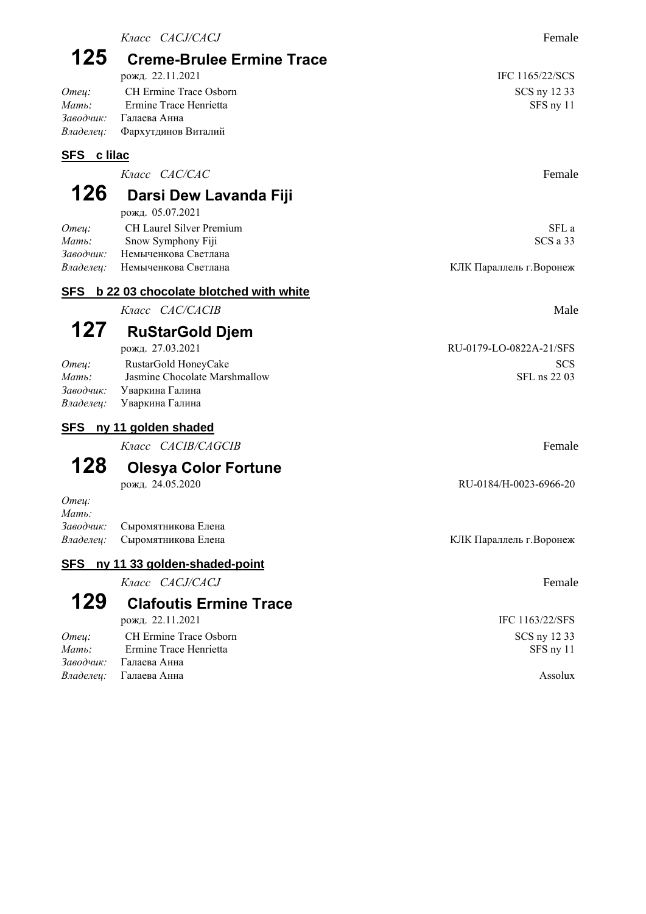*Класс CACJ/CACJ* Female

## 125 Creme-Brulee Ermine Trace

рожд. 22.11.2021 IFC 1165/22/SCS

*Отец:* CH Ermine Trace Osborn SCS ny 12 33
*Мать:* Ermine Trace Henrietta SFS ny 11
*Заводчик:* Галаева Анна
*Владелец:* Фархутдинов Виталий

### SFS c lilac

*Класс CAC/CAC* Female

## 126 Darsi Dew Lavanda Fiji

рожд. 05.07.2021

*Отец:* CH Laurel Silver Premium SFL a
*Мать:* Snow Symphony Fiji SCS a 33
*Заводчик:* Немыченкова Светлана
*Владелец:* Немыченкова Светлана КЛК Параллель г.Воронеж

### SFS b 22 03 chocolate blotched with white

*Класс CAC/CACIB* Male

## 127 RuStarGold Djem

рожд. 27.03.2021 RU-0179-LO-0822A-21/SFS

*Отец:* RustarGold HoneyCake SCS
*Мать:* Jasmine Chocolate Marshmallow SFL ns 22 03
*Заводчик:* Уваркина Галина
*Владелец:* Уваркина Галина

### SFS ny 11 golden shaded

*Класс CACIB/CAGCIB* Female

## 128 Olesya Color Fortune

рожд. 24.05.2020 RU-0184/H-0023-6966-20

*Отец:*
*Мать:*
*Заводчик:* Сыромятникова Елена
*Владелец:* Сыромятникова Елена КЛК Параллель г.Воронеж

### SFS ny 11 33 golden-shaded-point

*Класс CACJ/CACJ* Female

## 129 Clafoutis Ermine Trace

рожд. 22.11.2021 IFC 1163/22/SFS

*Отец:* CH Ermine Trace Osborn SCS ny 12 33
*Мать:* Ermine Trace Henrietta SFS ny 11
*Заводчик:* Галаева Анна
*Владелец:* Галаева Анна Assolux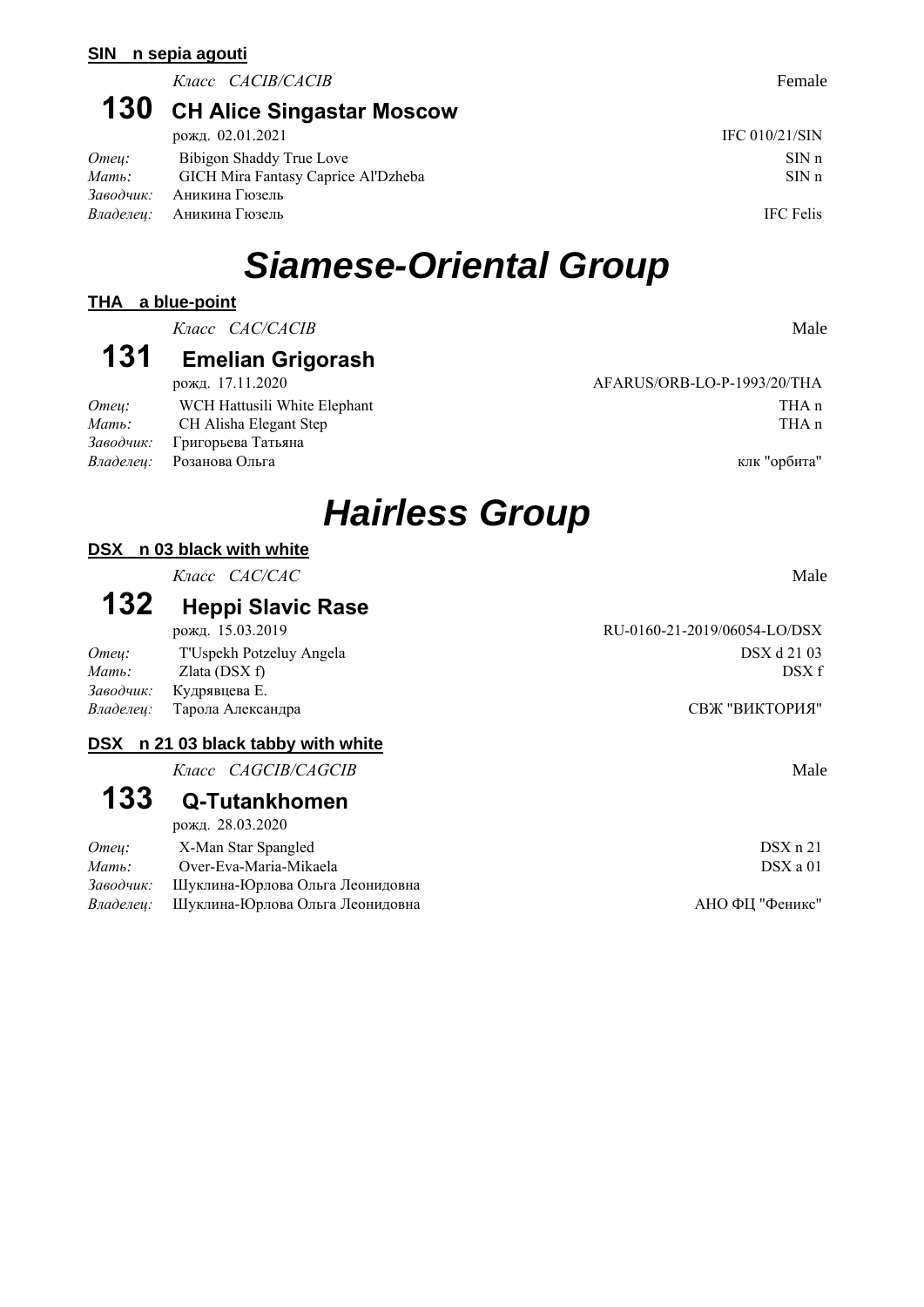**SIN n sepia agouti**

*Класс CACIB/CACIB* — Female

## 130 CH Alice Singastar Moscow

рожд. 02.01.2021 — IFC 010/21/SIN

*Отец:* Bibigon Shaddy True Love — SIN n
*Мать:* GICH Mira Fantasy Caprice Al'Dzheba — SIN n
*Заводчик:* Аникина Гюзель
*Владелец:* Аникина Гюзель — IFC Felis

# *Siamese-Oriental Group*

**THA a blue-point**

*Класс CAC/CACIB* — Male

## 131 Emelian Grigorash

рожд. 17.11.2020 — AFARUS/ORB-LO-P-1993/20/THA

*Отец:* WCH Hattusili White Elephant — THA n
*Мать:* CH Alisha Elegant Step — THA n
*Заводчик:* Григорьева Татьяна
*Владелец:* Розанова Ольга — клк "орбита"

# *Hairless Group*

**DSX n 03 black with white**

*Класс CAC/CAC* — Male

## 132 Heppi Slavic Rase

рожд. 15.03.2019 — RU-0160-21-2019/06054-LO/DSX

*Отец:* T'Uspekh Potzeluy Angela — DSX d 21 03
*Мать:* Zlata (DSX f) — DSX f
*Заводчик:* Кудрявцева Е.
*Владелец:* Тарола Александра — СВЖ "ВИКТОРИЯ"

**DSX n 21 03 black tabby with white**

*Класс CAGCIB/CAGCIB* — Male

## 133 Q-Tutankhomen

рожд. 28.03.2020

*Отец:* X-Man Star Spangled — DSX n 21
*Мать:* Over-Eva-Maria-Mikaela — DSX a 01
*Заводчик:* Шуклина-Юрлова Ольга Леонидовна
*Владелец:* Шуклина-Юрлова Ольга Леонидовна — АНО ФЦ "Феникс"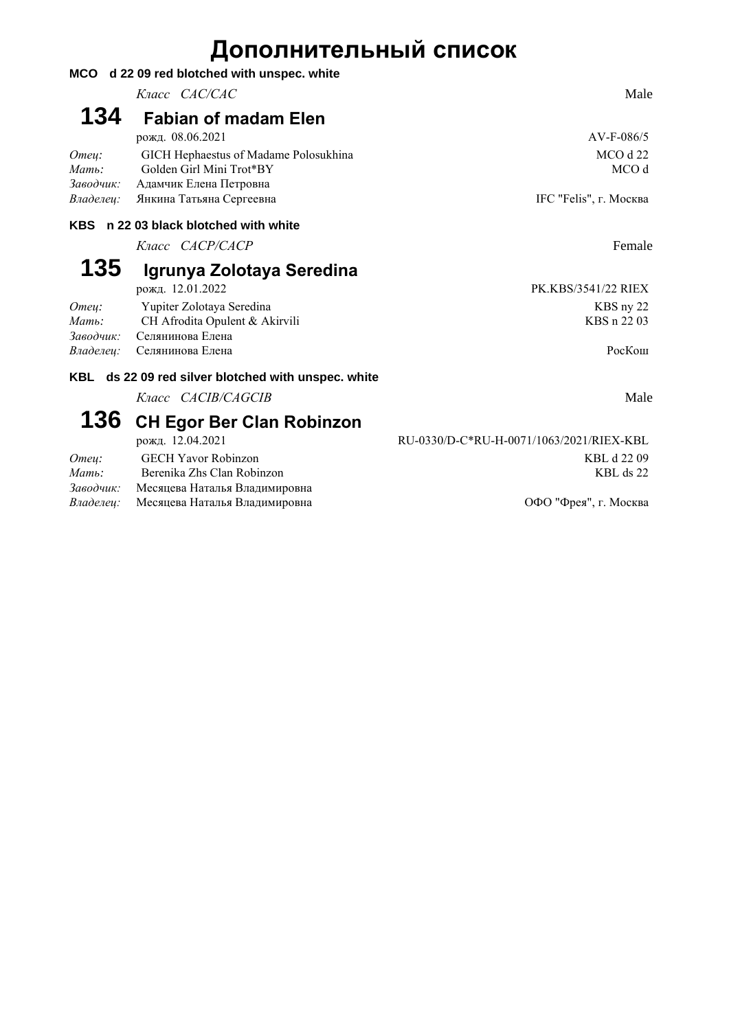# Дополнительный список

**MCO d 22 09 red blotched with unspec. white**

*Класс CAC/CAC* Male

## 134 Fabian of madam Elen

рожд. 08.06.2021 AV-F-086/5

*Отец:* GICH Hephaestus of Madame Polosukhina MCO d 22
*Мать:* Golden Girl Mini Trot*BY MCO d
*Заводчик:* Адамчик Елена Петровна
*Владелец:* Янкина Татьяна Сергеевна IFC "Felis", г. Москва

**KBS n 22 03 black blotched with white**

*Класс CACP/CACP* Female

## 135 Igrunya Zolotaya Seredina

рожд. 12.01.2022 PK.KBS/3541/22 RIEX

*Отец:* Yupiter Zolotaya Seredina KBS ny 22
*Мать:* CH Afrodita Opulent & Akirvili KBS n 22 03
*Заводчик:* Селянинова Елена
*Владелец:* Селянинова Елена РосКош

**KBL ds 22 09 red silver blotched with unspec. white**

*Класс CACIB/CAGCIB* Male

## 136 CH Egor Ber Clan Robinzon

рожд. 12.04.2021 RU-0330/D-C*RU-H-0071/1063/2021/RIEX-KBL

*Отец:* GECH Yavor Robinzon KBL d 22 09
*Мать:* Berenika Zhs Clan Robinzon KBL ds 22
*Заводчик:* Месяцева Наталья Владимировна
*Владелец:* Месяцева Наталья Владимировна ОФО "Фрея", г. Москва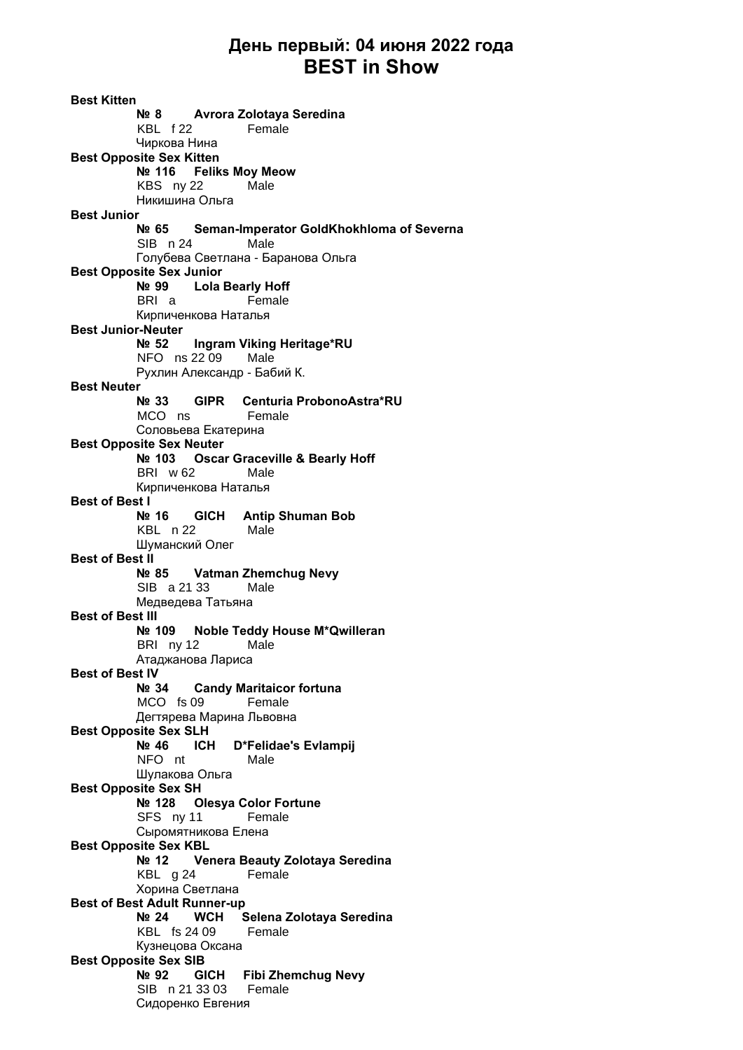# День первый: 04 июня 2022 года
# BEST in Show

**Best Kitten**

**№ 8 Avrora Zolotaya Seredina**
KBL f 22 Female
Чиркова Нина

**Best Opposite Sex Kitten**

**№ 116 Feliks Moy Meow**
KBS ny 22 Male
Никишина Ольга

**Best Junior**

**№ 65 Seman-Imperator GoldKhokhloma of Severna**
SIB n 24 Male
Голубева Светлана - Баранова Ольга

**Best Opposite Sex Junior**

**№ 99 Lola Bearly Hoff**
BRI a Female
Кирпиченкова Наталья

**Best Junior-Neuter**

**№ 52 Ingram Viking Heritage*RU**
NFO ns 22 09 Male
Рухлин Александр - Бабий К.

**Best Neuter**

**№ 33 GIPR Centuria ProbonoAstra*RU**
MCO ns Female
Соловьева Екатерина

**Best Opposite Sex Neuter**

**№ 103 Oscar Graceville & Bearly Hoff**
BRI w 62 Male
Кирпиченкова Наталья

**Best of Best I**

**№ 16 GICH Antip Shuman Bob**
KBL n 22 Male
Шуманский Олег

**Best of Best II**

**№ 85 Vatman Zhemchug Nevy**
SIB a 21 33 Male
Медведева Татьяна

**Best of Best III**

**№ 109 Noble Teddy House M*Qwilleran**
BRI ny 12 Male
Атаджанова Лариса

**Best of Best IV**

**№ 34 Candy Maritaicor fortuna**
MCO fs 09 Female
Дегтярева Марина Львовна

**Best Opposite Sex SLH**

**№ 46 ICH D*Felidae's Evlampij**
NFO nt Male
Шулакова Ольга

**Best Opposite Sex SH**

**№ 128 Olesya Color Fortune**
SFS ny 11 Female
Сыромятникова Елена

**Best Opposite Sex KBL**

**№ 12 Venera Beauty Zolotaya Seredina**
KBL g 24 Female
Хорина Светлана

**Best of Best Adult Runner-up**

**№ 24 WCH Selena Zolotaya Seredina**
KBL fs 24 09 Female
Кузнецова Оксана

**Best Opposite Sex SIB**

**№ 92 GICH Fibi Zhemchug Nevy**
SIB n 21 33 03 Female
Сидоренко Евгения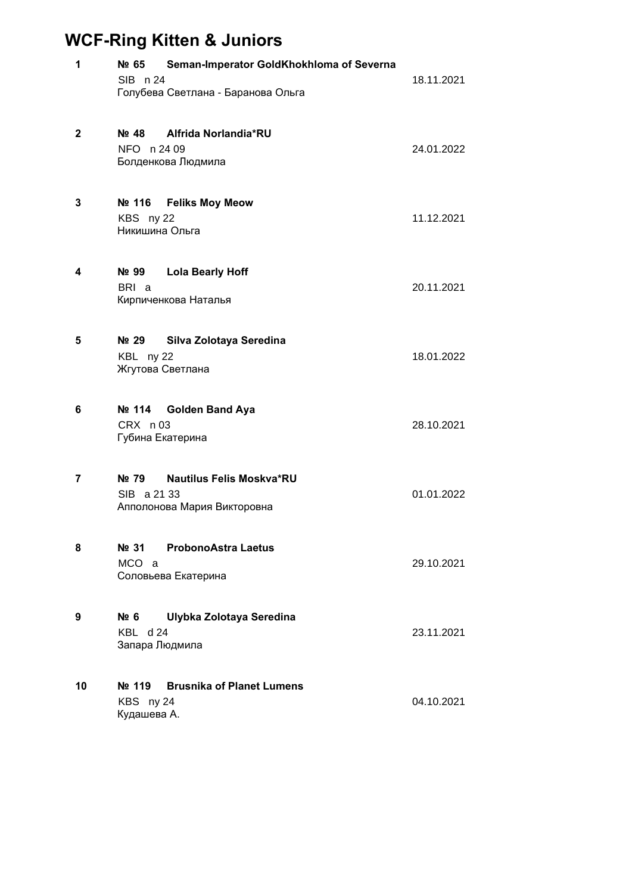# WCF-Ring Kitten & Juniors

| | | |
|---|---|---|
| **1** | **№ 65 Seman-Imperator GoldKhokhloma of Severna**<br>SIB n 24<br>Голубева Светлана - Баранова Ольга | 18.11.2021 |
| **2** | **№ 48 Alfrida Norlandia*RU**<br>NFO n 24 09<br>Болденкова Людмила | 24.01.2022 |
| **3** | **№ 116 Feliks Moy Meow**<br>KBS ny 22<br>Никишина Ольга | 11.12.2021 |
| **4** | **№ 99 Lola Bearly Hoff**<br>BRI a<br>Кирпиченкова Наталья | 20.11.2021 |
| **5** | **№ 29 Silva Zolotaya Seredina**<br>KBL ny 22<br>Жгутова Светлана | 18.01.2022 |
| **6** | **№ 114 Golden Band Aya**<br>CRX n 03<br>Губина Екатерина | 28.10.2021 |
| **7** | **№ 79 Nautilus Felis Moskva*RU**<br>SIB a 21 33<br>Апполонова Мария Викторовна | 01.01.2022 |
| **8** | **№ 31 ProbonoAstra Laetus**<br>MCO a<br>Соловьева Екатерина | 29.10.2021 |
| **9** | **№ 6 Ulybka Zolotaya Seredina**<br>KBL d 24<br>Запара Людмила | 23.11.2021 |
| **10** | **№ 119 Brusnika of Planet Lumens**<br>KBS ny 24<br>Кудашева А. | 04.10.2021 |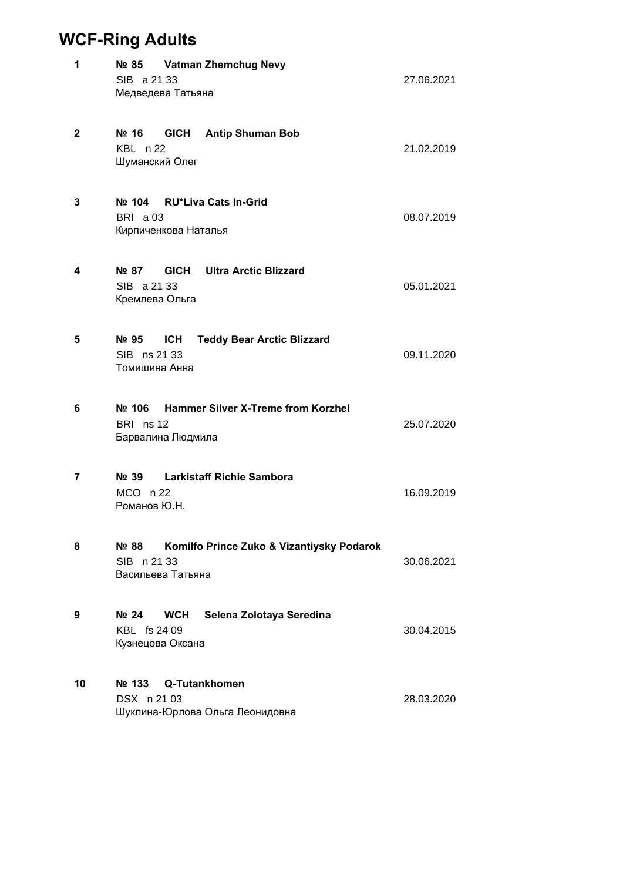# WCF-Ring Adults

**1** **№ 85 Vatman Zhemchug Nevy**
SIB a 21 33 — 27.06.2021
Медведева Татьяна

**2** **№ 16 GICH Antip Shuman Bob**
KBL n 22 — 21.02.2019
Шуманский Олег

**3** **№ 104 RU*Liva Cats In-Grid**
BRI a 03 — 08.07.2019
Кирпиченкова Наталья

**4** **№ 87 GICH Ultra Arctic Blizzard**
SIB a 21 33 — 05.01.2021
Кремлева Ольга

**5** **№ 95 ICH Teddy Bear Arctic Blizzard**
SIB ns 21 33 — 09.11.2020
Томишина Анна

**6** **№ 106 Hammer Silver X-Treme from Korzhel**
BRI ns 12 — 25.07.2020
Барвалина Людмила

**7** **№ 39 Larkistaff Richie Sambora**
MCO n 22 — 16.09.2019
Романов Ю.Н.

**8** **№ 88 Komilfo Prince Zuko & Vizantiysky Podarok**
SIB n 21 33 — 30.06.2021
Васильева Татьяна

**9** **№ 24 WCH Selena Zolotaya Seredina**
KBL fs 24 09 — 30.04.2015
Кузнецова Оксана

**10** **№ 133 Q-Tutankhomen**
DSX n 21 03 — 28.03.2020
Шуклина-Юрлова Ольга Леонидовна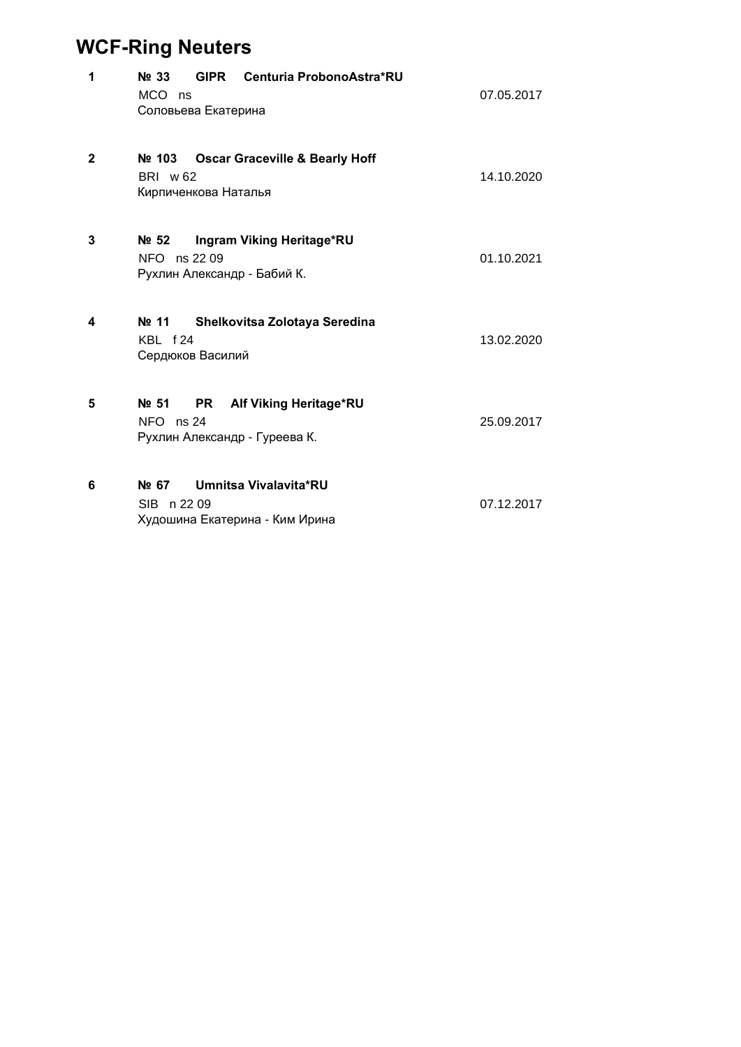# WCF-Ring Neuters

| | | |
|---|---|---|
| **1** | **№ 33 GIPR Centuria ProbonoAstra*RU**<br>MCO ns<br>Соловьева Екатерина | 07.05.2017 |
| **2** | **№ 103 Oscar Graceville & Bearly Hoff**<br>BRI w 62<br>Кирпиченкова Наталья | 14.10.2020 |
| **3** | **№ 52 Ingram Viking Heritage*RU**<br>NFO ns 22 09<br>Рухлин Александр - Бабий К. | 01.10.2021 |
| **4** | **№ 11 Shelkovitsa Zolotaya Seredina**<br>KBL f 24<br>Сердюков Василий | 13.02.2020 |
| **5** | **№ 51 PR Alf Viking Heritage*RU**<br>NFO ns 24<br>Рухлин Александр - Гуреева К. | 25.09.2017 |
| **6** | **№ 67 Umnitsa Vivalavita*RU**<br>SIB n 22 09<br>Худошина Екатерина - Ким Ирина | 07.12.2017 |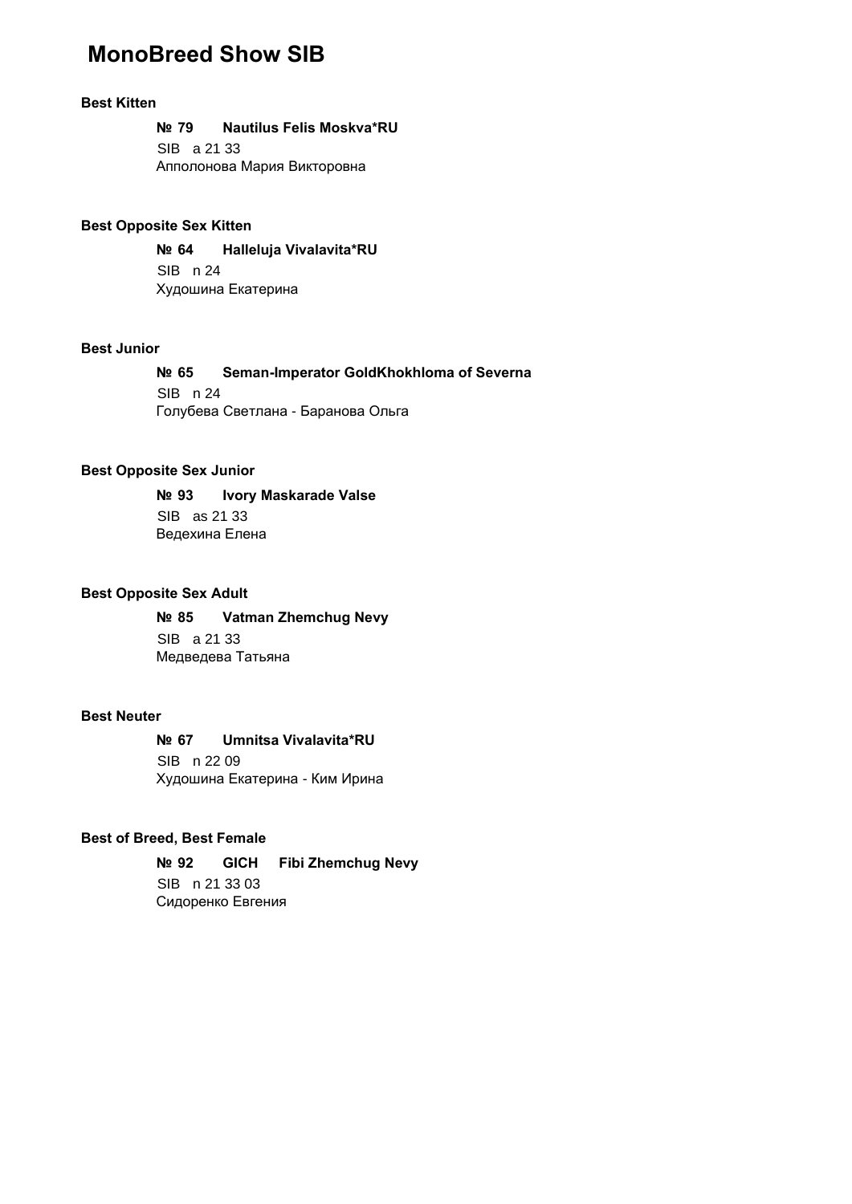# MonoBreed Show SIB

**Best Kitten**

**№ 79 Nautilus Felis Moskva*RU**
SIB a 21 33
Апполонова Мария Викторовна

**Best Opposite Sex Kitten**

**№ 64 Halleluja Vivalavita*RU**
SIB n 24
Худошина Екатерина

**Best Junior**

**№ 65 Seman-Imperator GoldKhokhloma of Severna**
SIB n 24
Голубева Светлана - Баранова Ольга

**Best Opposite Sex Junior**

**№ 93 Ivory Maskarade Valse**
SIB as 21 33
Ведехина Елена

**Best Opposite Sex Adult**

**№ 85 Vatman Zhemchug Nevy**
SIB a 21 33
Медведева Татьяна

**Best Neuter**

**№ 67 Umnitsa Vivalavita*RU**
SIB n 22 09
Худошина Екатерина - Ким Ирина

**Best of Breed, Best Female**

**№ 92 GICH Fibi Zhemchug Nevy**
SIB n 21 33 03
Сидоренко Евгения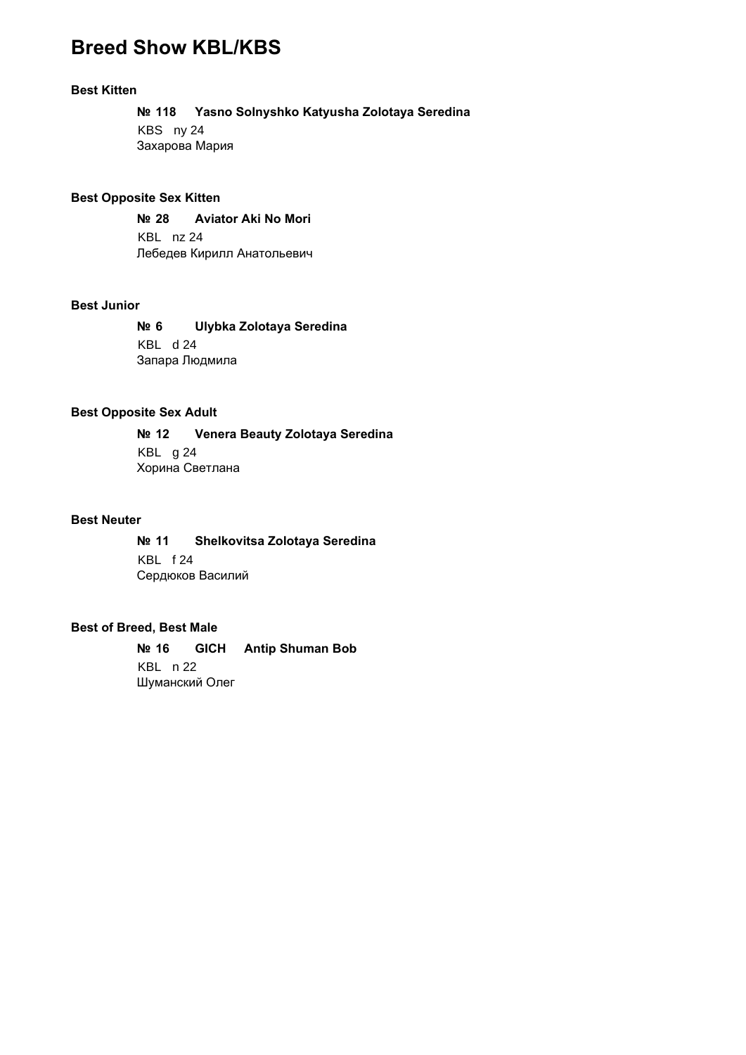# Breed Show KBL/KBS

### Best Kitten

**№ 118 Yasno Solnyshko Katyusha Zolotaya Seredina**
KBS ny 24
Захарова Мария

### Best Opposite Sex Kitten

**№ 28 Aviator Aki No Mori**
KBL nz 24
Лебедев Кирилл Анатольевич

### Best Junior

**№ 6 Ulybka Zolotaya Seredina**
KBL d 24
Запара Людмила

### Best Opposite Sex Adult

**№ 12 Venera Beauty Zolotaya Seredina**
KBL g 24
Хорина Светлана

### Best Neuter

**№ 11 Shelkovitsa Zolotaya Seredina**
KBL f 24
Сердюков Василий

### Best of Breed, Best Male

**№ 16 GICH Antip Shuman Bob**
KBL n 22
Шуманский Олег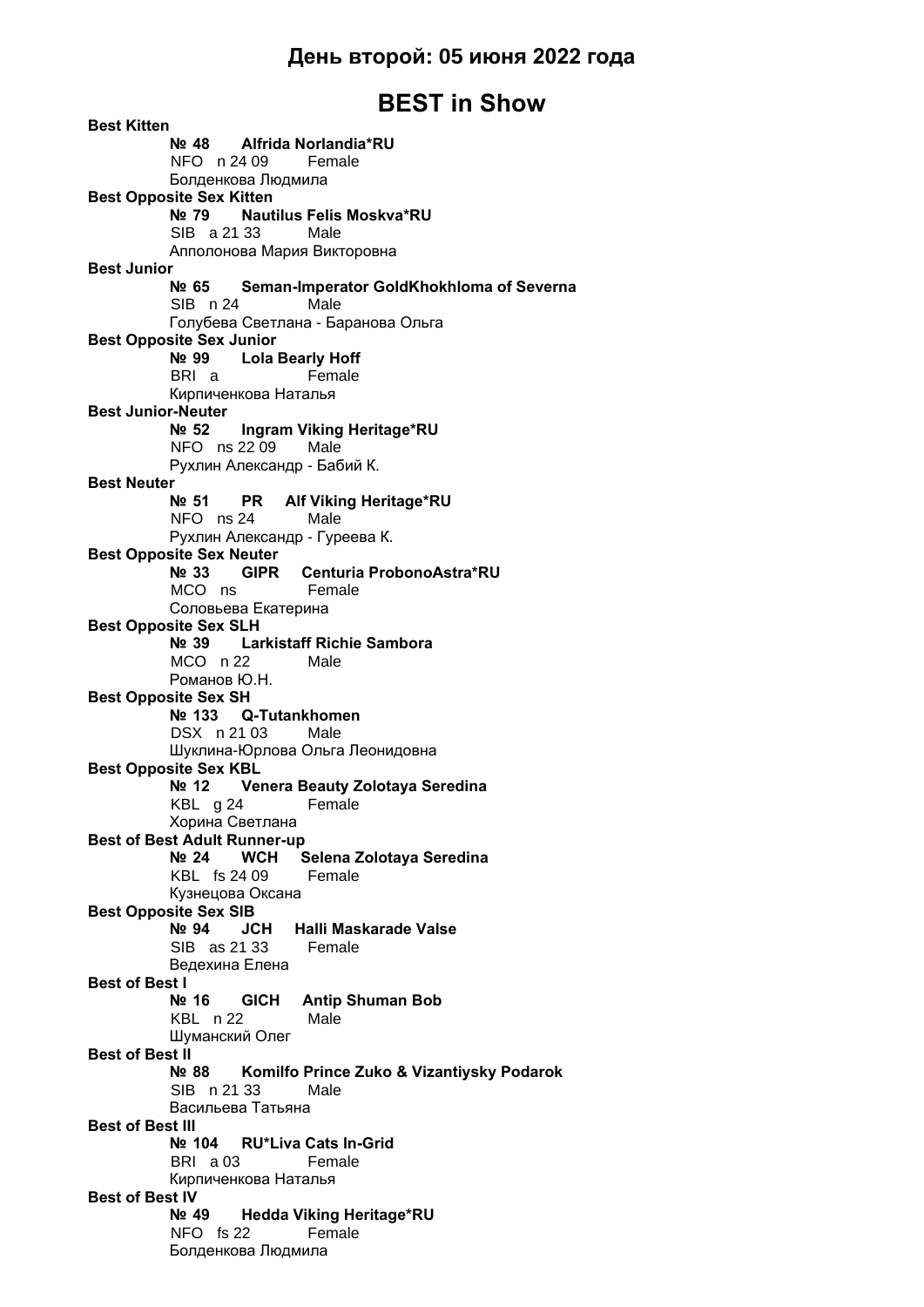## День второй: 05 июня 2022 года

# BEST in Show

**Best Kitten**

**№ 48 Alfrida Norlandia*RU**
NFO n 24 09 Female
Болденкова Людмила

**Best Opposite Sex Kitten**

**№ 79 Nautilus Felis Moskva*RU**
SIB a 21 33 Male
Апполонова Мария Викторовна

**Best Junior**

**№ 65 Seman-Imperator GoldKhokhloma of Severna**
SIB n 24 Male
Голубева Светлана - Баранова Ольга

**Best Opposite Sex Junior**

**№ 99 Lola Bearly Hoff**
BRI a Female
Кирпиченкова Наталья

**Best Junior-Neuter**

**№ 52 Ingram Viking Heritage*RU**
NFO ns 22 09 Male
Рухлин Александр - Бабий К.

**Best Neuter**

**№ 51 PR Alf Viking Heritage*RU**
NFO ns 24 Male
Рухлин Александр - Гуреева К.

**Best Opposite Sex Neuter**

**№ 33 GIPR Centuria ProbonoAstra*RU**
MCO ns Female
Соловьева Екатерина

**Best Opposite Sex SLH**

**№ 39 Larkistaff Richie Sambora**
MCO n 22 Male
Романов Ю.Н.

**Best Opposite Sex SH**

**№ 133 Q-Tutankhomen**
DSX n 21 03 Male
Шуклина-Юрлова Ольга Леонидовна

**Best Opposite Sex KBL**

**№ 12 Venera Beauty Zolotaya Seredina**
KBL g 24 Female
Хорина Светлана

**Best of Best Adult Runner-up**

**№ 24 WCH Selena Zolotaya Seredina**
KBL fs 24 09 Female
Кузнецова Оксана

**Best Opposite Sex SIB**

**№ 94 JCH Halli Maskarade Valse**
SIB as 21 33 Female
Ведехина Елена

**Best of Best I**

**№ 16 GICH Antip Shuman Bob**
KBL n 22 Male
Шуманский Олег

**Best of Best II**

**№ 88 Komilfo Prince Zuko & Vizantiysky Podarok**
SIB n 21 33 Male
Васильева Татьяна

**Best of Best III**

**№ 104 RU*Liva Cats In-Grid**
BRI a 03 Female
Кирпиченкова Наталья

**Best of Best IV**

**№ 49 Hedda Viking Heritage*RU**
NFO fs 22 Female
Болденкова Людмила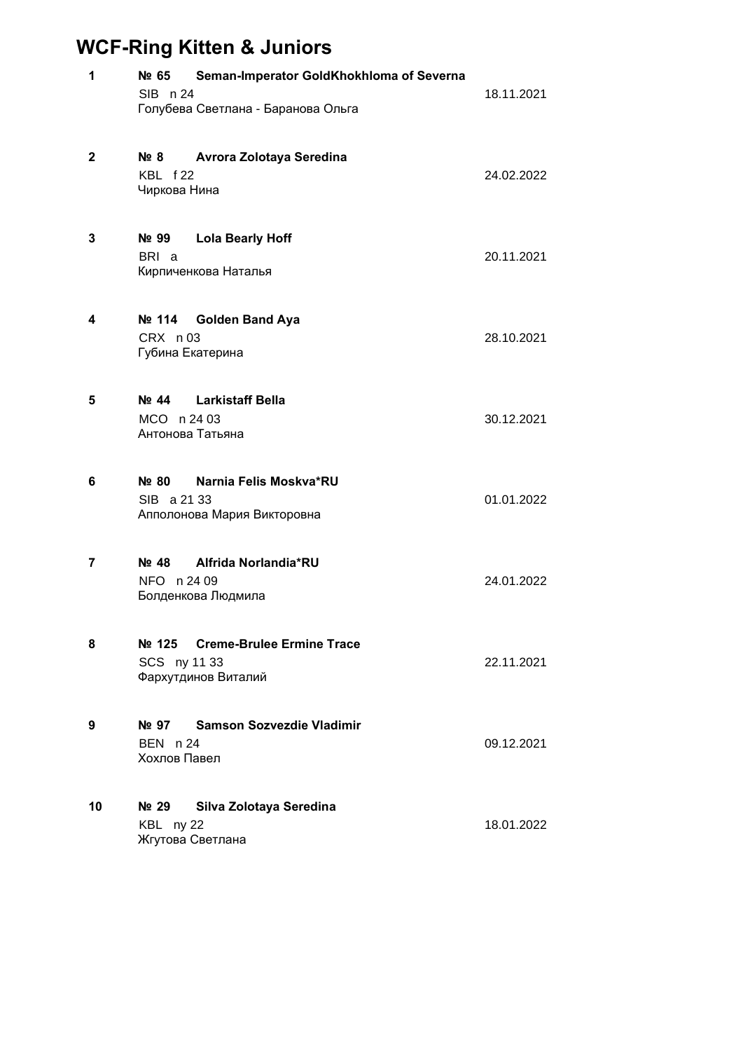# WCF-Ring Kitten & Juniors

| Place | No. | Name / Breed / Owner | Date of birth |
|---|---|---|---|
| 1 | № 65 | **Seman-Imperator GoldKhokhloma of Severna**<br>SIB n 24<br>Голубева Светлана - Баранова Ольга | 18.11.2021 |
| 2 | № 8 | **Avrora Zolotaya Seredina**<br>KBL f 22<br>Чиркова Нина | 24.02.2022 |
| 3 | № 99 | **Lola Bearly Hoff**<br>BRI a<br>Кирпиченкова Наталья | 20.11.2021 |
| 4 | № 114 | **Golden Band Aya**<br>CRX n 03<br>Губина Екатерина | 28.10.2021 |
| 5 | № 44 | **Larkistaff Bella**<br>MCO n 24 03<br>Антонова Татьяна | 30.12.2021 |
| 6 | № 80 | **Narnia Felis Moskva*RU**<br>SIB a 21 33<br>Апполонова Мария Викторовна | 01.01.2022 |
| 7 | № 48 | **Alfrida Norlandia*RU**<br>NFO n 24 09<br>Болденкова Людмила | 24.01.2022 |
| 8 | № 125 | **Creme-Brulee Ermine Trace**<br>SCS ny 11 33<br>Фархутдинов Виталий | 22.11.2021 |
| 9 | № 97 | **Samson Sozvezdie Vladimir**<br>BEN n 24<br>Хохлов Павел | 09.12.2021 |
| 10 | № 29 | **Silva Zolotaya Seredina**<br>KBL ny 22<br>Жгутова Светлана | 18.01.2022 |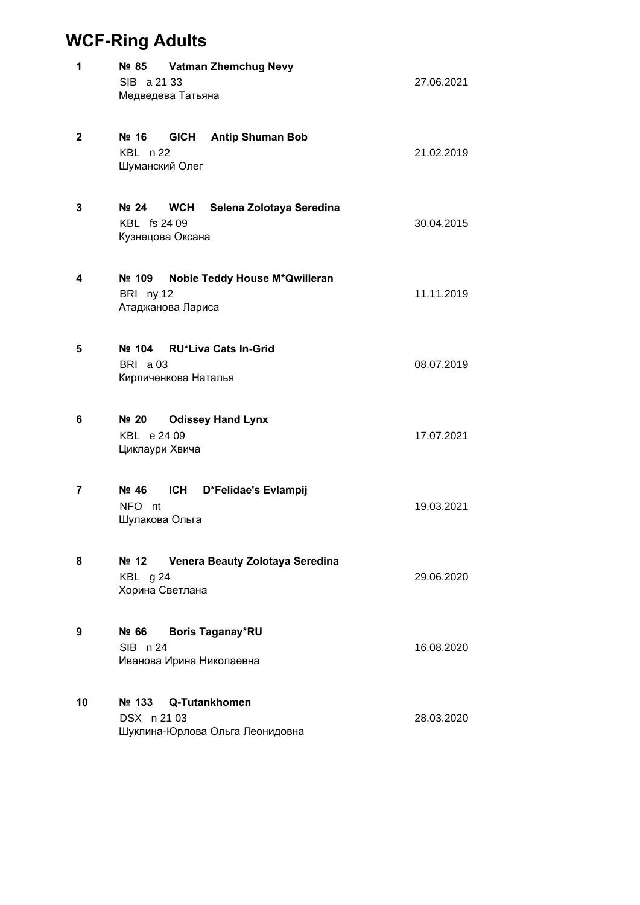# WCF-Ring Adults

| | | |
|---|---|---|
| **1** | **№ 85 Vatman Zhemchug Nevy**<br>SIB a 21 33<br>Медведева Татьяна | 27.06.2021 |
| **2** | **№ 16 GICH Antip Shuman Bob**<br>KBL n 22<br>Шуманский Олег | 21.02.2019 |
| **3** | **№ 24 WCH Selena Zolotaya Seredina**<br>KBL fs 24 09<br>Кузнецова Оксана | 30.04.2015 |
| **4** | **№ 109 Noble Teddy House M*Qwilleran**<br>BRI ny 12<br>Атаджанова Лариса | 11.11.2019 |
| **5** | **№ 104 RU*Liva Cats In-Grid**<br>BRI a 03<br>Кирпиченкова Наталья | 08.07.2019 |
| **6** | **№ 20 Odissey Hand Lynx**<br>KBL e 24 09<br>Циклаури Хвича | 17.07.2021 |
| **7** | **№ 46 ICH D*Felidae's Evlampij**<br>NFO nt<br>Шулакова Ольга | 19.03.2021 |
| **8** | **№ 12 Venera Beauty Zolotaya Seredina**<br>KBL g 24<br>Хорина Светлана | 29.06.2020 |
| **9** | **№ 66 Boris Taganay*RU**<br>SIB n 24<br>Иванова Ирина Николаевна | 16.08.2020 |
| **10** | **№ 133 Q-Tutankhomen**<br>DSX n 21 03<br>Шуклина-Юрлова Ольга Леонидовна | 28.03.2020 |